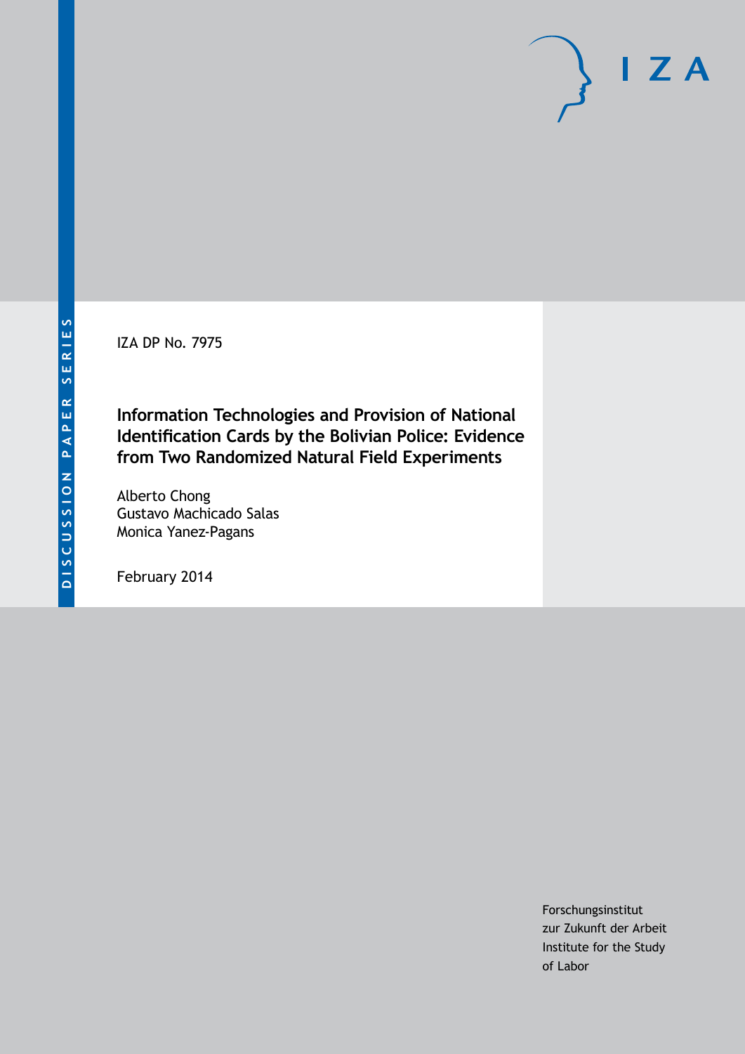IZA DP No. 7975

# Information Technologies and Provision of National Identification Cards by the Bolivian Police: Evidence from Two Randomized Natural Field Experiments

Alberto Chong
Gustavo Machicado Salas
Monica Yanez-Pagans

February 2014

Forschungsinstitut
zur Zukunft der Arbeit
Institute for the Study
of Labor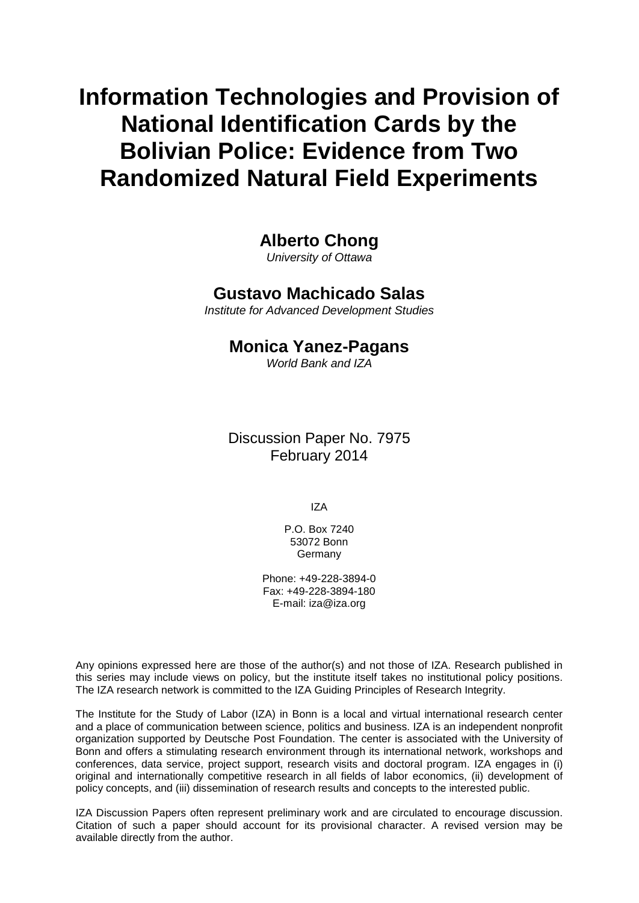# Information Technologies and Provision of National Identification Cards by the Bolivian Police: Evidence from Two Randomized Natural Field Experiments

**Alberto Chong**
*University of Ottawa*

**Gustavo Machicado Salas**
*Institute for Advanced Development Studies*

**Monica Yanez-Pagans**
*World Bank and IZA*

Discussion Paper No. 7975
February 2014

IZA

P.O. Box 7240
53072 Bonn
Germany

Phone: +49-228-3894-0
Fax: +49-228-3894-180
E-mail: iza@iza.org

Any opinions expressed here are those of the author(s) and not those of IZA. Research published in this series may include views on policy, but the institute itself takes no institutional policy positions. The IZA research network is committed to the IZA Guiding Principles of Research Integrity.

The Institute for the Study of Labor (IZA) in Bonn is a local and virtual international research center and a place of communication between science, politics and business. IZA is an independent nonprofit organization supported by Deutsche Post Foundation. The center is associated with the University of Bonn and offers a stimulating research environment through its international network, workshops and conferences, data service, project support, research visits and doctoral program. IZA engages in (i) original and internationally competitive research in all fields of labor economics, (ii) development of policy concepts, and (iii) dissemination of research results and concepts to the interested public.

IZA Discussion Papers often represent preliminary work and are circulated to encourage discussion. Citation of such a paper should account for its provisional character. A revised version may be available directly from the author.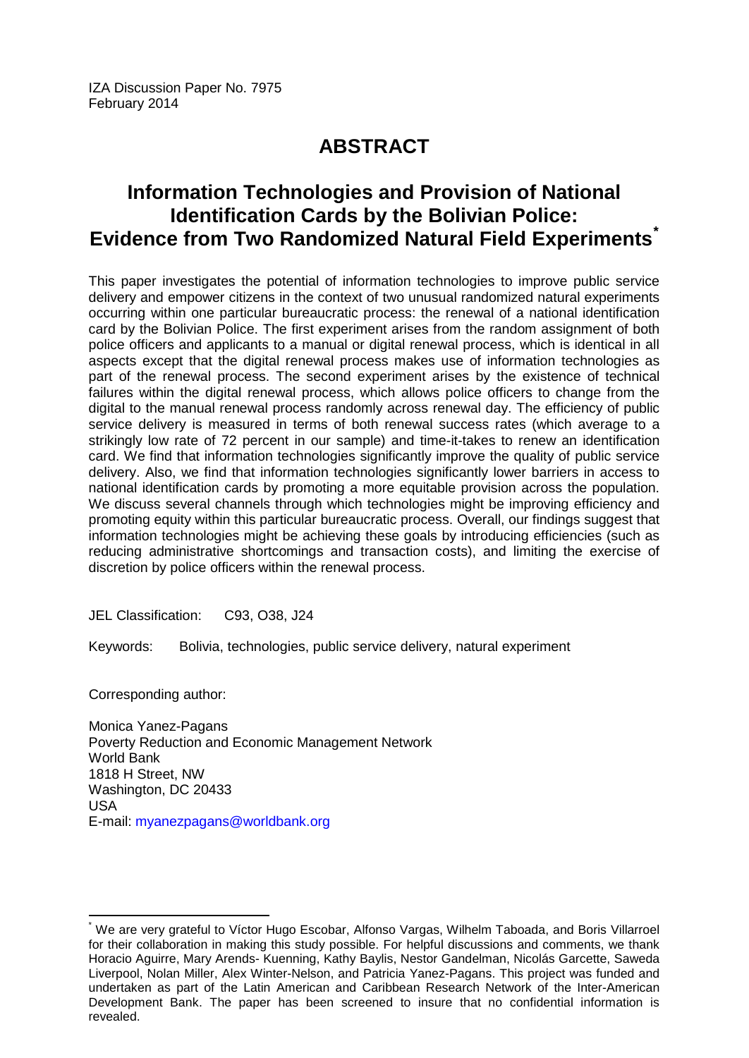IZA Discussion Paper No. 7975
February 2014

# ABSTRACT

## Information Technologies and Provision of National Identification Cards by the Bolivian Police: Evidence from Two Randomized Natural Field Experiments*

This paper investigates the potential of information technologies to improve public service delivery and empower citizens in the context of two unusual randomized natural experiments occurring within one particular bureaucratic process: the renewal of a national identification card by the Bolivian Police. The first experiment arises from the random assignment of both police officers and applicants to a manual or digital renewal process, which is identical in all aspects except that the digital renewal process makes use of information technologies as part of the renewal process. The second experiment arises by the existence of technical failures within the digital renewal process, which allows police officers to change from the digital to the manual renewal process randomly across renewal day. The efficiency of public service delivery is measured in terms of both renewal success rates (which average to a strikingly low rate of 72 percent in our sample) and time-it-takes to renew an identification card. We find that information technologies significantly improve the quality of public service delivery. Also, we find that information technologies significantly lower barriers in access to national identification cards by promoting a more equitable provision across the population. We discuss several channels through which technologies might be improving efficiency and promoting equity within this particular bureaucratic process. Overall, our findings suggest that information technologies might be achieving these goals by introducing efficiencies (such as reducing administrative shortcomings and transaction costs), and limiting the exercise of discretion by police officers within the renewal process.

JEL Classification: C93, O38, J24

Keywords: Bolivia, technologies, public service delivery, natural experiment

Corresponding author:

Monica Yanez-Pagans
Poverty Reduction and Economic Management Network
World Bank
1818 H Street, NW
Washington, DC 20433
USA
E-mail: myanezpagans@worldbank.org

---

* We are very grateful to Víctor Hugo Escobar, Alfonso Vargas, Wilhelm Taboada, and Boris Villarroel for their collaboration in making this study possible. For helpful discussions and comments, we thank Horacio Aguirre, Mary Arends- Kuenning, Kathy Baylis, Nestor Gandelman, Nicolás Garcette, Saweda Liverpool, Nolan Miller, Alex Winter-Nelson, and Patricia Yanez-Pagans. This project was funded and undertaken as part of the Latin American and Caribbean Research Network of the Inter-American Development Bank. The paper has been screened to insure that no confidential information is revealed.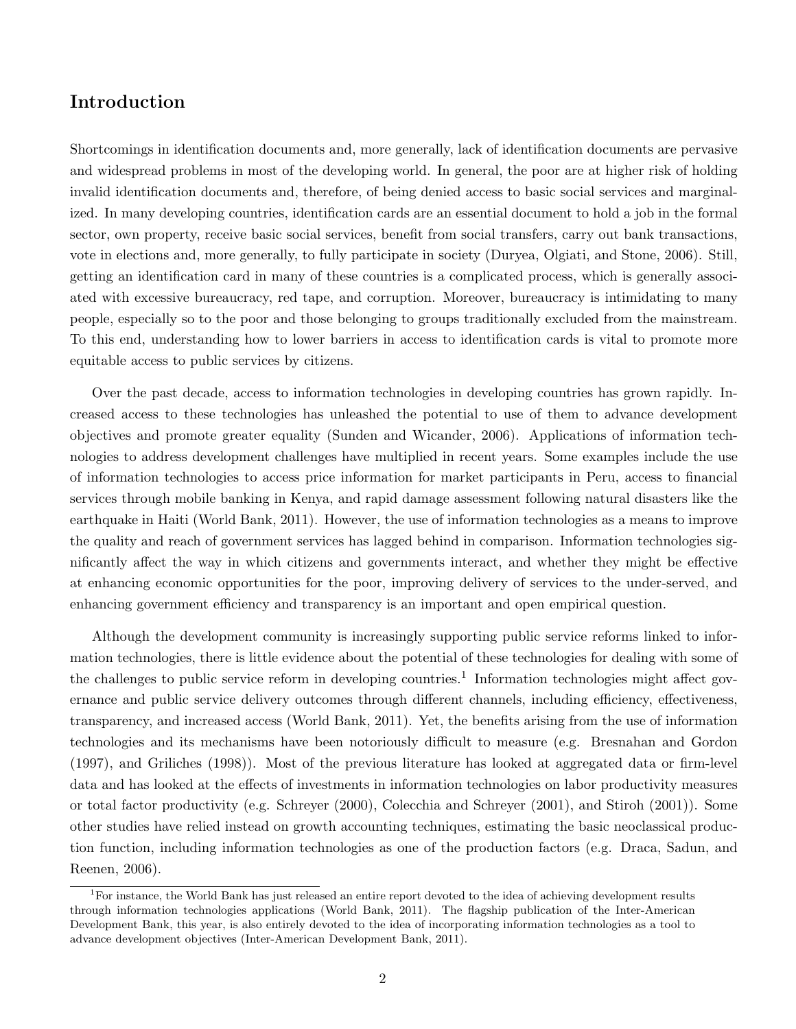## Introduction

Shortcomings in identification documents and, more generally, lack of identification documents are pervasive and widespread problems in most of the developing world. In general, the poor are at higher risk of holding invalid identification documents and, therefore, of being denied access to basic social services and marginalized. In many developing countries, identification cards are an essential document to hold a job in the formal sector, own property, receive basic social services, benefit from social transfers, carry out bank transactions, vote in elections and, more generally, to fully participate in society (Duryea, Olgiati, and Stone, 2006). Still, getting an identification card in many of these countries is a complicated process, which is generally associated with excessive bureaucracy, red tape, and corruption. Moreover, bureaucracy is intimidating to many people, especially so to the poor and those belonging to groups traditionally excluded from the mainstream. To this end, understanding how to lower barriers in access to identification cards is vital to promote more equitable access to public services by citizens.

Over the past decade, access to information technologies in developing countries has grown rapidly. Increased access to these technologies has unleashed the potential to use of them to advance development objectives and promote greater equality (Sunden and Wicander, 2006). Applications of information technologies to address development challenges have multiplied in recent years. Some examples include the use of information technologies to access price information for market participants in Peru, access to financial services through mobile banking in Kenya, and rapid damage assessment following natural disasters like the earthquake in Haiti (World Bank, 2011). However, the use of information technologies as a means to improve the quality and reach of government services has lagged behind in comparison. Information technologies significantly affect the way in which citizens and governments interact, and whether they might be effective at enhancing economic opportunities for the poor, improving delivery of services to the under-served, and enhancing government efficiency and transparency is an important and open empirical question.

Although the development community is increasingly supporting public service reforms linked to information technologies, there is little evidence about the potential of these technologies for dealing with some of the challenges to public service reform in developing countries.[1] Information technologies might affect governance and public service delivery outcomes through different channels, including efficiency, effectiveness, transparency, and increased access (World Bank, 2011). Yet, the benefits arising from the use of information technologies and its mechanisms have been notoriously difficult to measure (e.g. Bresnahan and Gordon (1997), and Griliches (1998)). Most of the previous literature has looked at aggregated data or firm-level data and has looked at the effects of investments in information technologies on labor productivity measures or total factor productivity (e.g. Schreyer (2000), Colecchia and Schreyer (2001), and Stiroh (2001)). Some other studies have relied instead on growth accounting techniques, estimating the basic neoclassical production function, including information technologies as one of the production factors (e.g. Draca, Sadun, and Reenen, 2006).

[1] For instance, the World Bank has just released an entire report devoted to the idea of achieving development results through information technologies applications (World Bank, 2011). The flagship publication of the Inter-American Development Bank, this year, is also entirely devoted to the idea of incorporating information technologies as a tool to advance development objectives (Inter-American Development Bank, 2011).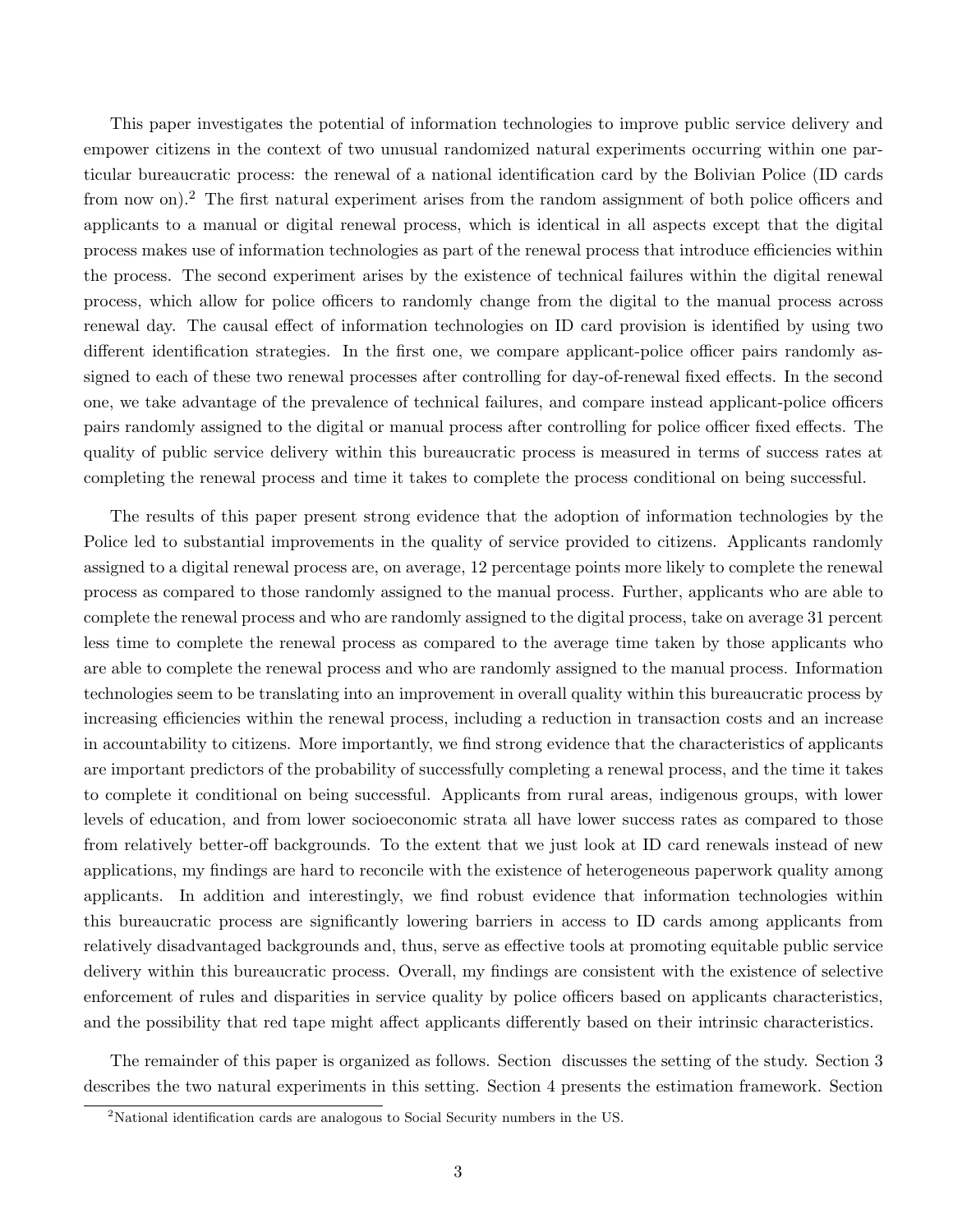This paper investigates the potential of information technologies to improve public service delivery and empower citizens in the context of two unusual randomized natural experiments occurring within one particular bureaucratic process: the renewal of a national identification card by the Bolivian Police (ID cards from now on).[2] The first natural experiment arises from the random assignment of both police officers and applicants to a manual or digital renewal process, which is identical in all aspects except that the digital process makes use of information technologies as part of the renewal process that introduce efficiencies within the process. The second experiment arises by the existence of technical failures within the digital renewal process, which allow for police officers to randomly change from the digital to the manual process across renewal day. The causal effect of information technologies on ID card provision is identified by using two different identification strategies. In the first one, we compare applicant-police officer pairs randomly assigned to each of these two renewal processes after controlling for day-of-renewal fixed effects. In the second one, we take advantage of the prevalence of technical failures, and compare instead applicant-police officers pairs randomly assigned to the digital or manual process after controlling for police officer fixed effects. The quality of public service delivery within this bureaucratic process is measured in terms of success rates at completing the renewal process and time it takes to complete the process conditional on being successful.

The results of this paper present strong evidence that the adoption of information technologies by the Police led to substantial improvements in the quality of service provided to citizens. Applicants randomly assigned to a digital renewal process are, on average, 12 percentage points more likely to complete the renewal process as compared to those randomly assigned to the manual process. Further, applicants who are able to complete the renewal process and who are randomly assigned to the digital process, take on average 31 percent less time to complete the renewal process as compared to the average time taken by those applicants who are able to complete the renewal process and who are randomly assigned to the manual process. Information technologies seem to be translating into an improvement in overall quality within this bureaucratic process by increasing efficiencies within the renewal process, including a reduction in transaction costs and an increase in accountability to citizens. More importantly, we find strong evidence that the characteristics of applicants are important predictors of the probability of successfully completing a renewal process, and the time it takes to complete it conditional on being successful. Applicants from rural areas, indigenous groups, with lower levels of education, and from lower socioeconomic strata all have lower success rates as compared to those from relatively better-off backgrounds. To the extent that we just look at ID card renewals instead of new applications, my findings are hard to reconcile with the existence of heterogeneous paperwork quality among applicants. In addition and interestingly, we find robust evidence that information technologies within this bureaucratic process are significantly lowering barriers in access to ID cards among applicants from relatively disadvantaged backgrounds and, thus, serve as effective tools at promoting equitable public service delivery within this bureaucratic process. Overall, my findings are consistent with the existence of selective enforcement of rules and disparities in service quality by police officers based on applicants characteristics, and the possibility that red tape might affect applicants differently based on their intrinsic characteristics.

The remainder of this paper is organized as follows. Section  discusses the setting of the study. Section 3 describes the two natural experiments in this setting. Section 4 presents the estimation framework. Section

[2] National identification cards are analogous to Social Security numbers in the US.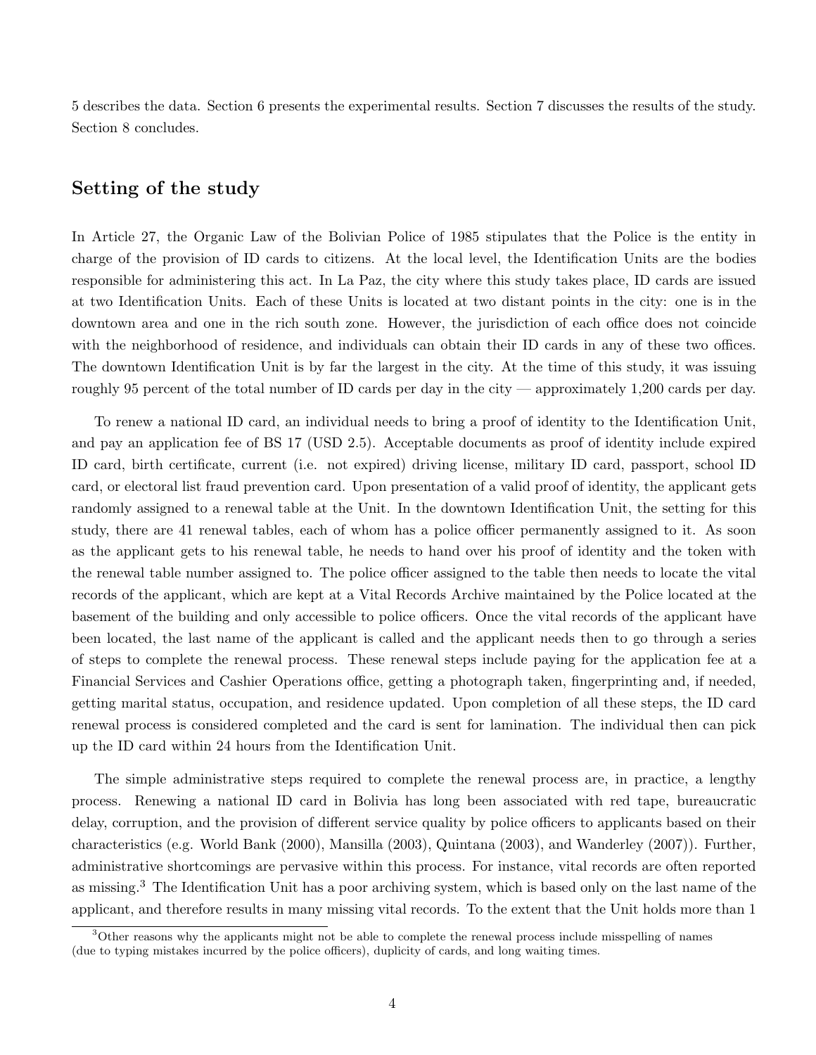5 describes the data. Section 6 presents the experimental results. Section 7 discusses the results of the study. Section 8 concludes.

## Setting of the study

In Article 27, the Organic Law of the Bolivian Police of 1985 stipulates that the Police is the entity in charge of the provision of ID cards to citizens. At the local level, the Identification Units are the bodies responsible for administering this act. In La Paz, the city where this study takes place, ID cards are issued at two Identification Units. Each of these Units is located at two distant points in the city: one is in the downtown area and one in the rich south zone. However, the jurisdiction of each office does not coincide with the neighborhood of residence, and individuals can obtain their ID cards in any of these two offices. The downtown Identification Unit is by far the largest in the city. At the time of this study, it was issuing roughly 95 percent of the total number of ID cards per day in the city — approximately 1,200 cards per day.

To renew a national ID card, an individual needs to bring a proof of identity to the Identification Unit, and pay an application fee of BS 17 (USD 2.5). Acceptable documents as proof of identity include expired ID card, birth certificate, current (i.e. not expired) driving license, military ID card, passport, school ID card, or electoral list fraud prevention card. Upon presentation of a valid proof of identity, the applicant gets randomly assigned to a renewal table at the Unit. In the downtown Identification Unit, the setting for this study, there are 41 renewal tables, each of whom has a police officer permanently assigned to it. As soon as the applicant gets to his renewal table, he needs to hand over his proof of identity and the token with the renewal table number assigned to. The police officer assigned to the table then needs to locate the vital records of the applicant, which are kept at a Vital Records Archive maintained by the Police located at the basement of the building and only accessible to police officers. Once the vital records of the applicant have been located, the last name of the applicant is called and the applicant needs then to go through a series of steps to complete the renewal process. These renewal steps include paying for the application fee at a Financial Services and Cashier Operations office, getting a photograph taken, fingerprinting and, if needed, getting marital status, occupation, and residence updated. Upon completion of all these steps, the ID card renewal process is considered completed and the card is sent for lamination. The individual then can pick up the ID card within 24 hours from the Identification Unit.

The simple administrative steps required to complete the renewal process are, in practice, a lengthy process. Renewing a national ID card in Bolivia has long been associated with red tape, bureaucratic delay, corruption, and the provision of different service quality by police officers to applicants based on their characteristics (e.g. World Bank (2000), Mansilla (2003), Quintana (2003), and Wanderley (2007)). Further, administrative shortcomings are pervasive within this process. For instance, vital records are often reported as missing.[3] The Identification Unit has a poor archiving system, which is based only on the last name of the applicant, and therefore results in many missing vital records. To the extent that the Unit holds more than 1

[3] Other reasons why the applicants might not be able to complete the renewal process include misspelling of names (due to typing mistakes incurred by the police officers), duplicity of cards, and long waiting times.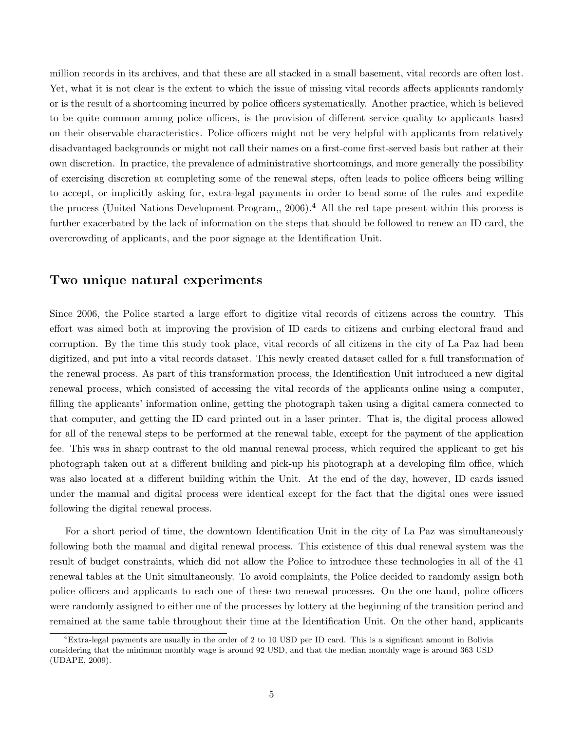million records in its archives, and that these are all stacked in a small basement, vital records are often lost. Yet, what it is not clear is the extent to which the issue of missing vital records affects applicants randomly or is the result of a shortcoming incurred by police officers systematically. Another practice, which is believed to be quite common among police officers, is the provision of different service quality to applicants based on their observable characteristics. Police officers might not be very helpful with applicants from relatively disadvantaged backgrounds or might not call their names on a first-come first-served basis but rather at their own discretion. In practice, the prevalence of administrative shortcomings, and more generally the possibility of exercising discretion at completing some of the renewal steps, often leads to police officers being willing to accept, or implicitly asking for, extra-legal payments in order to bend some of the rules and expedite the process (United Nations Development Program,, 2006).[4] All the red tape present within this process is further exacerbated by the lack of information on the steps that should be followed to renew an ID card, the overcrowding of applicants, and the poor signage at the Identification Unit.

## Two unique natural experiments

Since 2006, the Police started a large effort to digitize vital records of citizens across the country. This effort was aimed both at improving the provision of ID cards to citizens and curbing electoral fraud and corruption. By the time this study took place, vital records of all citizens in the city of La Paz had been digitized, and put into a vital records dataset. This newly created dataset called for a full transformation of the renewal process. As part of this transformation process, the Identification Unit introduced a new digital renewal process, which consisted of accessing the vital records of the applicants online using a computer, filling the applicants' information online, getting the photograph taken using a digital camera connected to that computer, and getting the ID card printed out in a laser printer. That is, the digital process allowed for all of the renewal steps to be performed at the renewal table, except for the payment of the application fee. This was in sharp contrast to the old manual renewal process, which required the applicant to get his photograph taken out at a different building and pick-up his photograph at a developing film office, which was also located at a different building within the Unit. At the end of the day, however, ID cards issued under the manual and digital process were identical except for the fact that the digital ones were issued following the digital renewal process.

For a short period of time, the downtown Identification Unit in the city of La Paz was simultaneously following both the manual and digital renewal process. This existence of this dual renewal system was the result of budget constraints, which did not allow the Police to introduce these technologies in all of the 41 renewal tables at the Unit simultaneously. To avoid complaints, the Police decided to randomly assign both police officers and applicants to each one of these two renewal processes. On the one hand, police officers were randomly assigned to either one of the processes by lottery at the beginning of the transition period and remained at the same table throughout their time at the Identification Unit. On the other hand, applicants

[4] Extra-legal payments are usually in the order of 2 to 10 USD per ID card. This is a significant amount in Bolivia considering that the minimum monthly wage is around 92 USD, and that the median monthly wage is around 363 USD (UDAPE, 2009).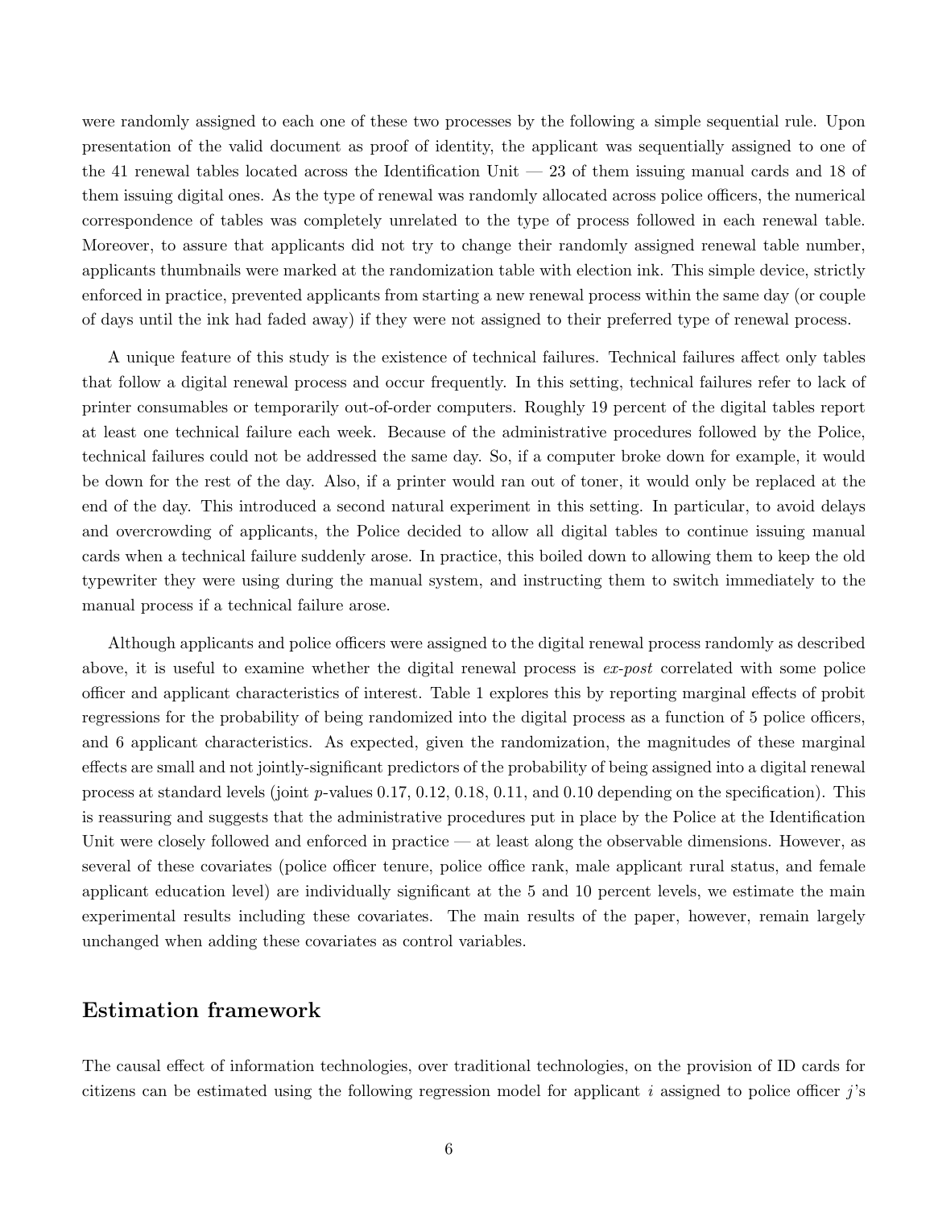were randomly assigned to each one of these two processes by the following a simple sequential rule. Upon presentation of the valid document as proof of identity, the applicant was sequentially assigned to one of the 41 renewal tables located across the Identification Unit — 23 of them issuing manual cards and 18 of them issuing digital ones. As the type of renewal was randomly allocated across police officers, the numerical correspondence of tables was completely unrelated to the type of process followed in each renewal table. Moreover, to assure that applicants did not try to change their randomly assigned renewal table number, applicants thumbnails were marked at the randomization table with election ink. This simple device, strictly enforced in practice, prevented applicants from starting a new renewal process within the same day (or couple of days until the ink had faded away) if they were not assigned to their preferred type of renewal process.

A unique feature of this study is the existence of technical failures. Technical failures affect only tables that follow a digital renewal process and occur frequently. In this setting, technical failures refer to lack of printer consumables or temporarily out-of-order computers. Roughly 19 percent of the digital tables report at least one technical failure each week. Because of the administrative procedures followed by the Police, technical failures could not be addressed the same day. So, if a computer broke down for example, it would be down for the rest of the day. Also, if a printer would ran out of toner, it would only be replaced at the end of the day. This introduced a second natural experiment in this setting. In particular, to avoid delays and overcrowding of applicants, the Police decided to allow all digital tables to continue issuing manual cards when a technical failure suddenly arose. In practice, this boiled down to allowing them to keep the old typewriter they were using during the manual system, and instructing them to switch immediately to the manual process if a technical failure arose.

Although applicants and police officers were assigned to the digital renewal process randomly as described above, it is useful to examine whether the digital renewal process is *ex-post* correlated with some police officer and applicant characteristics of interest. Table 1 explores this by reporting marginal effects of probit regressions for the probability of being randomized into the digital process as a function of 5 police officers, and 6 applicant characteristics. As expected, given the randomization, the magnitudes of these marginal effects are small and not jointly-significant predictors of the probability of being assigned into a digital renewal process at standard levels (joint $p$-values 0.17, 0.12, 0.18, 0.11, and 0.10 depending on the specification). This is reassuring and suggests that the administrative procedures put in place by the Police at the Identification Unit were closely followed and enforced in practice — at least along the observable dimensions. However, as several of these covariates (police officer tenure, police office rank, male applicant rural status, and female applicant education level) are individually significant at the 5 and 10 percent levels, we estimate the main experimental results including these covariates. The main results of the paper, however, remain largely unchanged when adding these covariates as control variables.

## Estimation framework

The causal effect of information technologies, over traditional technologies, on the provision of ID cards for citizens can be estimated using the following regression model for applicant $i$ assigned to police officer $j$'s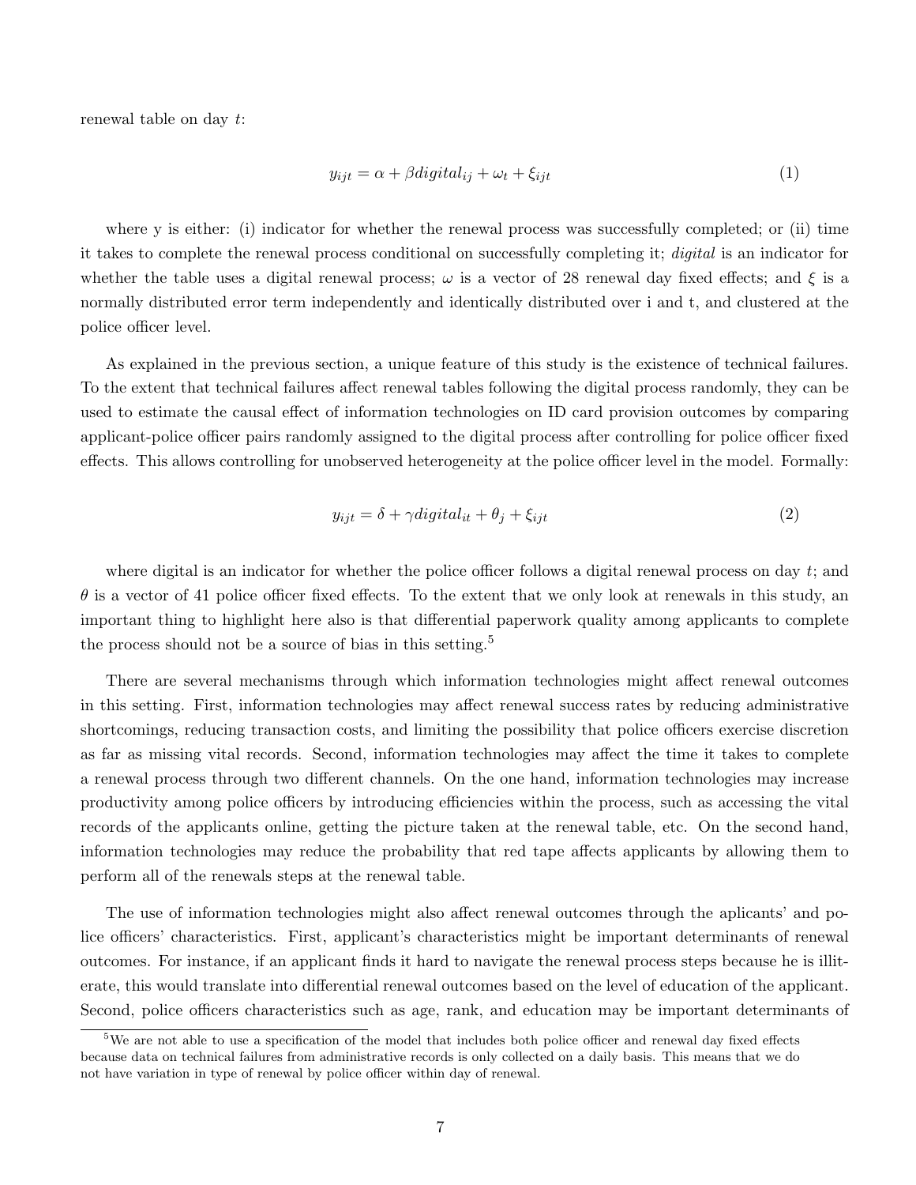renewal table on day $t$:

$$y_{ijt} = \alpha + \beta digital_{ij} + \omega_t + \xi_{ijt} \tag{1}$$

where y is either: (i) indicator for whether the renewal process was successfully completed; or (ii) time it takes to complete the renewal process conditional on successfully completing it; *digital* is an indicator for whether the table uses a digital renewal process; $\omega$ is a vector of 28 renewal day fixed effects; and $\xi$ is a normally distributed error term independently and identically distributed over i and t, and clustered at the police officer level.

As explained in the previous section, a unique feature of this study is the existence of technical failures. To the extent that technical failures affect renewal tables following the digital process randomly, they can be used to estimate the causal effect of information technologies on ID card provision outcomes by comparing applicant-police officer pairs randomly assigned to the digital process after controlling for police officer fixed effects. This allows controlling for unobserved heterogeneity at the police officer level in the model. Formally:

$$y_{ijt} = \delta + \gamma digital_{it} + \theta_j + \xi_{ijt} \tag{2}$$

where digital is an indicator for whether the police officer follows a digital renewal process on day $t$; and $\theta$ is a vector of 41 police officer fixed effects. To the extent that we only look at renewals in this study, an important thing to highlight here also is that differential paperwork quality among applicants to complete the process should not be a source of bias in this setting.[5]

There are several mechanisms through which information technologies might affect renewal outcomes in this setting. First, information technologies may affect renewal success rates by reducing administrative shortcomings, reducing transaction costs, and limiting the possibility that police officers exercise discretion as far as missing vital records. Second, information technologies may affect the time it takes to complete a renewal process through two different channels. On the one hand, information technologies may increase productivity among police officers by introducing efficiencies within the process, such as accessing the vital records of the applicants online, getting the picture taken at the renewal table, etc. On the second hand, information technologies may reduce the probability that red tape affects applicants by allowing them to perform all of the renewals steps at the renewal table.

The use of information technologies might also affect renewal outcomes through the aplicants' and police officers' characteristics. First, applicant's characteristics might be important determinants of renewal outcomes. For instance, if an applicant finds it hard to navigate the renewal process steps because he is illiterate, this would translate into differential renewal outcomes based on the level of education of the applicant. Second, police officers characteristics such as age, rank, and education may be important determinants of

[5] We are not able to use a specification of the model that includes both police officer and renewal day fixed effects because data on technical failures from administrative records is only collected on a daily basis. This means that we do not have variation in type of renewal by police officer within day of renewal.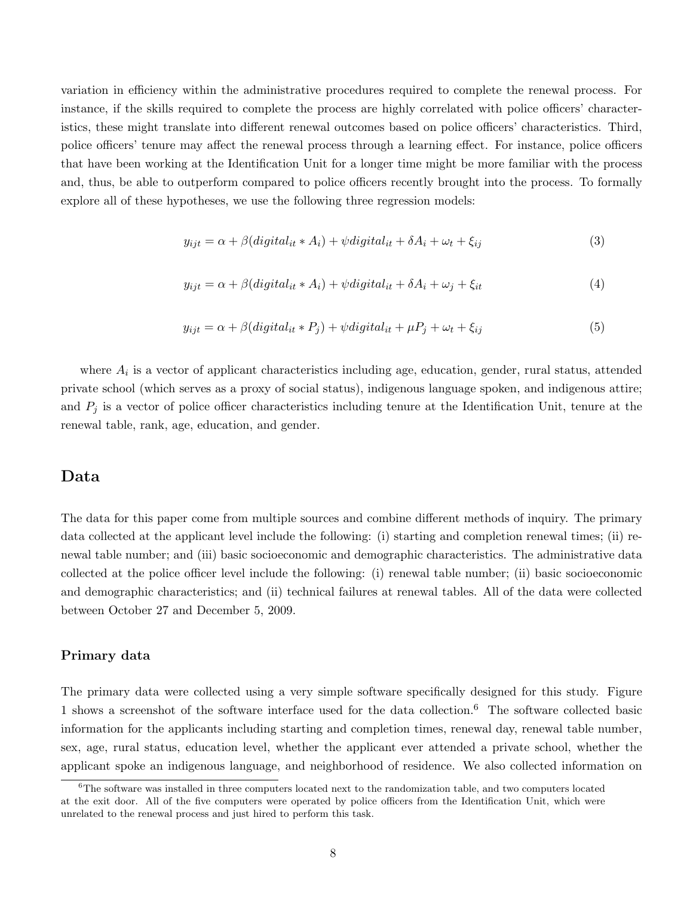variation in efficiency within the administrative procedures required to complete the renewal process. For instance, if the skills required to complete the process are highly correlated with police officers' characteristics, these might translate into different renewal outcomes based on police officers' characteristics. Third, police officers' tenure may affect the renewal process through a learning effect. For instance, police officers that have been working at the Identification Unit for a longer time might be more familiar with the process and, thus, be able to outperform compared to police officers recently brought into the process. To formally explore all of these hypotheses, we use the following three regression models:

$$y_{ijt} = \alpha + \beta(digital_{it} * A_i) + \psi digital_{it} + \delta A_i + \omega_t + \xi_{ij} \tag{3}$$

$$y_{ijt} = \alpha + \beta(digital_{it} * A_i) + \psi digital_{it} + \delta A_i + \omega_j + \xi_{it} \tag{4}$$

$$y_{ijt} = \alpha + \beta(digital_{it} * P_j) + \psi digital_{it} + \mu P_j + \omega_t + \xi_{ij} \tag{5}$$

where $A_i$ is a vector of applicant characteristics including age, education, gender, rural status, attended private school (which serves as a proxy of social status), indigenous language spoken, and indigenous attire; and $P_j$ is a vector of police officer characteristics including tenure at the Identification Unit, tenure at the renewal table, rank, age, education, and gender.

## Data

The data for this paper come from multiple sources and combine different methods of inquiry. The primary data collected at the applicant level include the following: (i) starting and completion renewal times; (ii) renewal table number; and (iii) basic socioeconomic and demographic characteristics. The administrative data collected at the police officer level include the following: (i) renewal table number; (ii) basic socioeconomic and demographic characteristics; and (ii) technical failures at renewal tables. All of the data were collected between October 27 and December 5, 2009.

### Primary data

The primary data were collected using a very simple software specifically designed for this study. Figure 1 shows a screenshot of the software interface used for the data collection.[6] The software collected basic information for the applicants including starting and completion times, renewal day, renewal table number, sex, age, rural status, education level, whether the applicant ever attended a private school, whether the applicant spoke an indigenous language, and neighborhood of residence. We also collected information on

[6]The software was installed in three computers located next to the randomization table, and two computers located at the exit door. All of the five computers were operated by police officers from the Identification Unit, which were unrelated to the renewal process and just hired to perform this task.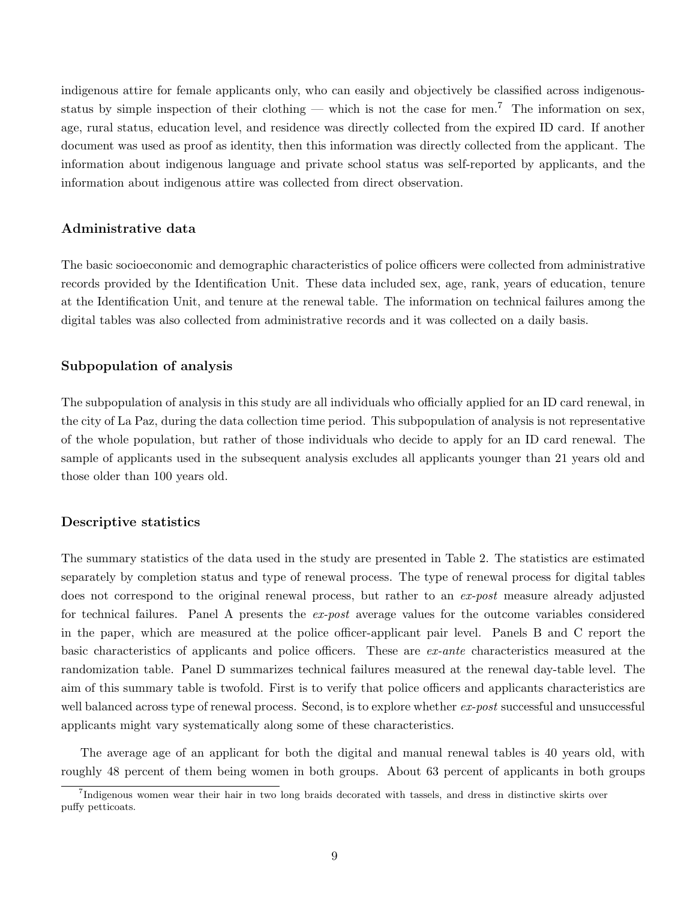indigenous attire for female applicants only, who can easily and objectively be classified across indigenous-status by simple inspection of their clothing — which is not the case for men.[7] The information on sex, age, rural status, education level, and residence was directly collected from the expired ID card. If another document was used as proof as identity, then this information was directly collected from the applicant. The information about indigenous language and private school status was self-reported by applicants, and the information about indigenous attire was collected from direct observation.

### Administrative data

The basic socioeconomic and demographic characteristics of police officers were collected from administrative records provided by the Identification Unit. These data included sex, age, rank, years of education, tenure at the Identification Unit, and tenure at the renewal table. The information on technical failures among the digital tables was also collected from administrative records and it was collected on a daily basis.

### Subpopulation of analysis

The subpopulation of analysis in this study are all individuals who officially applied for an ID card renewal, in the city of La Paz, during the data collection time period. This subpopulation of analysis is not representative of the whole population, but rather of those individuals who decide to apply for an ID card renewal. The sample of applicants used in the subsequent analysis excludes all applicants younger than 21 years old and those older than 100 years old.

### Descriptive statistics

The summary statistics of the data used in the study are presented in Table 2. The statistics are estimated separately by completion status and type of renewal process. The type of renewal process for digital tables does not correspond to the original renewal process, but rather to an *ex-post* measure already adjusted for technical failures. Panel A presents the *ex-post* average values for the outcome variables considered in the paper, which are measured at the police officer-applicant pair level. Panels B and C report the basic characteristics of applicants and police officers. These are *ex-ante* characteristics measured at the randomization table. Panel D summarizes technical failures measured at the renewal day-table level. The aim of this summary table is twofold. First is to verify that police officers and applicants characteristics are well balanced across type of renewal process. Second, is to explore whether *ex-post* successful and unsuccessful applicants might vary systematically along some of these characteristics.

The average age of an applicant for both the digital and manual renewal tables is 40 years old, with roughly 48 percent of them being women in both groups. About 63 percent of applicants in both groups

[7] Indigenous women wear their hair in two long braids decorated with tassels, and dress in distinctive skirts over puffy petticoats.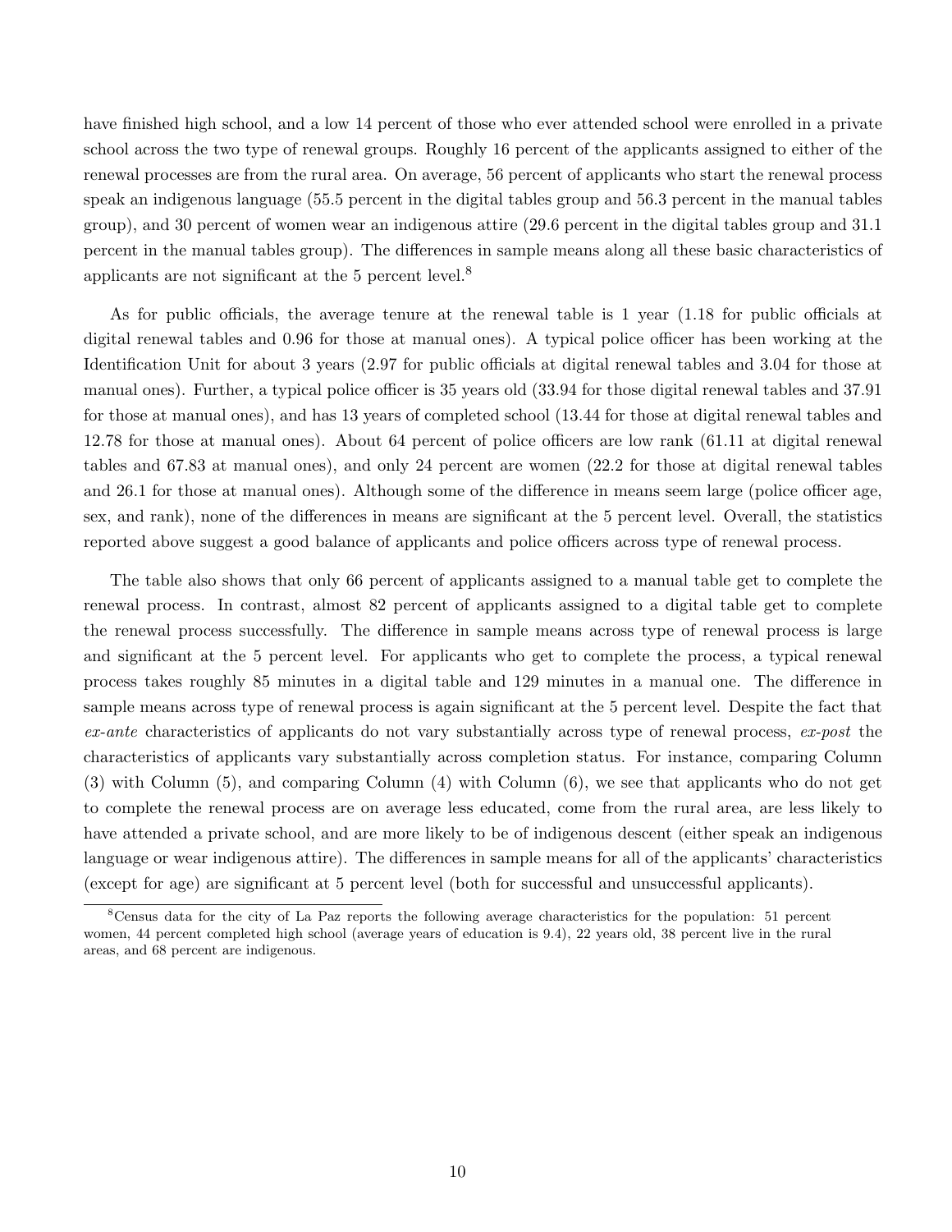have finished high school, and a low 14 percent of those who ever attended school were enrolled in a private school across the two type of renewal groups. Roughly 16 percent of the applicants assigned to either of the renewal processes are from the rural area. On average, 56 percent of applicants who start the renewal process speak an indigenous language (55.5 percent in the digital tables group and 56.3 percent in the manual tables group), and 30 percent of women wear an indigenous attire (29.6 percent in the digital tables group and 31.1 percent in the manual tables group). The differences in sample means along all these basic characteristics of applicants are not significant at the 5 percent level.[8]

As for public officials, the average tenure at the renewal table is 1 year (1.18 for public officials at digital renewal tables and 0.96 for those at manual ones). A typical police officer has been working at the Identification Unit for about 3 years (2.97 for public officials at digital renewal tables and 3.04 for those at manual ones). Further, a typical police officer is 35 years old (33.94 for those digital renewal tables and 37.91 for those at manual ones), and has 13 years of completed school (13.44 for those at digital renewal tables and 12.78 for those at manual ones). About 64 percent of police officers are low rank (61.11 at digital renewal tables and 67.83 at manual ones), and only 24 percent are women (22.2 for those at digital renewal tables and 26.1 for those at manual ones). Although some of the difference in means seem large (police officer age, sex, and rank), none of the differences in means are significant at the 5 percent level. Overall, the statistics reported above suggest a good balance of applicants and police officers across type of renewal process.

The table also shows that only 66 percent of applicants assigned to a manual table get to complete the renewal process. In contrast, almost 82 percent of applicants assigned to a digital table get to complete the renewal process successfully. The difference in sample means across type of renewal process is large and significant at the 5 percent level. For applicants who get to complete the process, a typical renewal process takes roughly 85 minutes in a digital table and 129 minutes in a manual one. The difference in sample means across type of renewal process is again significant at the 5 percent level. Despite the fact that *ex-ante* characteristics of applicants do not vary substantially across type of renewal process, *ex-post* the characteristics of applicants vary substantially across completion status. For instance, comparing Column (3) with Column (5), and comparing Column (4) with Column (6), we see that applicants who do not get to complete the renewal process are on average less educated, come from the rural area, are less likely to have attended a private school, and are more likely to be of indigenous descent (either speak an indigenous language or wear indigenous attire). The differences in sample means for all of the applicants' characteristics (except for age) are significant at 5 percent level (both for successful and unsuccessful applicants).

[8] Census data for the city of La Paz reports the following average characteristics for the population: 51 percent women, 44 percent completed high school (average years of education is 9.4), 22 years old, 38 percent live in the rural areas, and 68 percent are indigenous.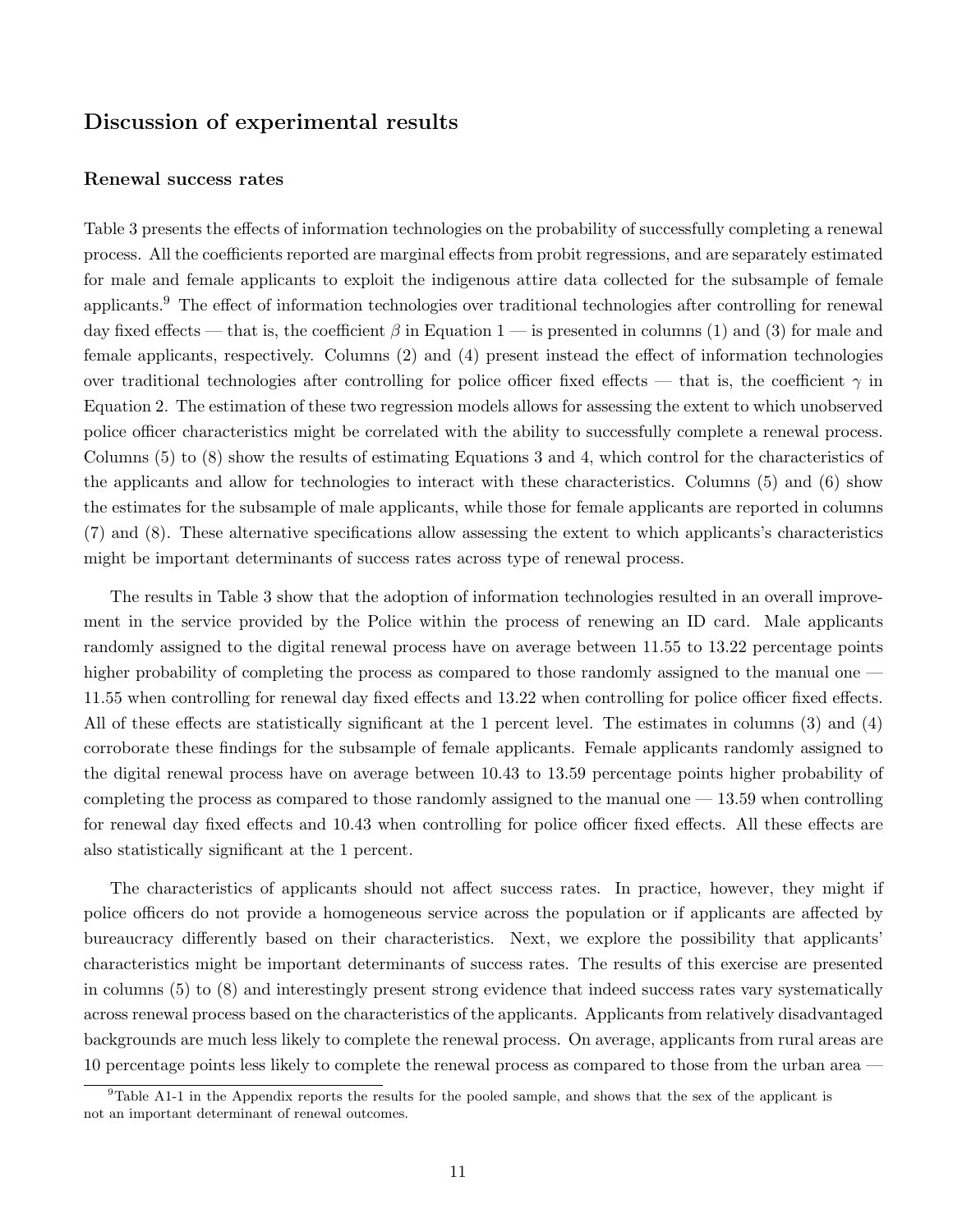## Discussion of experimental results

### Renewal success rates

Table 3 presents the effects of information technologies on the probability of successfully completing a renewal process. All the coefficients reported are marginal effects from probit regressions, and are separately estimated for male and female applicants to exploit the indigenous attire data collected for the subsample of female applicants.[9] The effect of information technologies over traditional technologies after controlling for renewal day fixed effects — that is, the coefficient $\beta$ in Equation 1 — is presented in columns (1) and (3) for male and female applicants, respectively. Columns (2) and (4) present instead the effect of information technologies over traditional technologies after controlling for police officer fixed effects — that is, the coefficient $\gamma$ in Equation 2. The estimation of these two regression models allows for assessing the extent to which unobserved police officer characteristics might be correlated with the ability to successfully complete a renewal process. Columns (5) to (8) show the results of estimating Equations 3 and 4, which control for the characteristics of the applicants and allow for technologies to interact with these characteristics. Columns (5) and (6) show the estimates for the subsample of male applicants, while those for female applicants are reported in columns (7) and (8). These alternative specifications allow assessing the extent to which applicants's characteristics might be important determinants of success rates across type of renewal process.

The results in Table 3 show that the adoption of information technologies resulted in an overall improvement in the service provided by the Police within the process of renewing an ID card. Male applicants randomly assigned to the digital renewal process have on average between 11.55 to 13.22 percentage points higher probability of completing the process as compared to those randomly assigned to the manual one — 11.55 when controlling for renewal day fixed effects and 13.22 when controlling for police officer fixed effects. All of these effects are statistically significant at the 1 percent level. The estimates in columns (3) and (4) corroborate these findings for the subsample of female applicants. Female applicants randomly assigned to the digital renewal process have on average between 10.43 to 13.59 percentage points higher probability of completing the process as compared to those randomly assigned to the manual one — 13.59 when controlling for renewal day fixed effects and 10.43 when controlling for police officer fixed effects. All these effects are also statistically significant at the 1 percent.

The characteristics of applicants should not affect success rates. In practice, however, they might if police officers do not provide a homogeneous service across the population or if applicants are affected by bureaucracy differently based on their characteristics. Next, we explore the possibility that applicants' characteristics might be important determinants of success rates. The results of this exercise are presented in columns (5) to (8) and interestingly present strong evidence that indeed success rates vary systematically across renewal process based on the characteristics of the applicants. Applicants from relatively disadvantaged backgrounds are much less likely to complete the renewal process. On average, applicants from rural areas are 10 percentage points less likely to complete the renewal process as compared to those from the urban area —

[9] Table A1-1 in the Appendix reports the results for the pooled sample, and shows that the sex of the applicant is not an important determinant of renewal outcomes.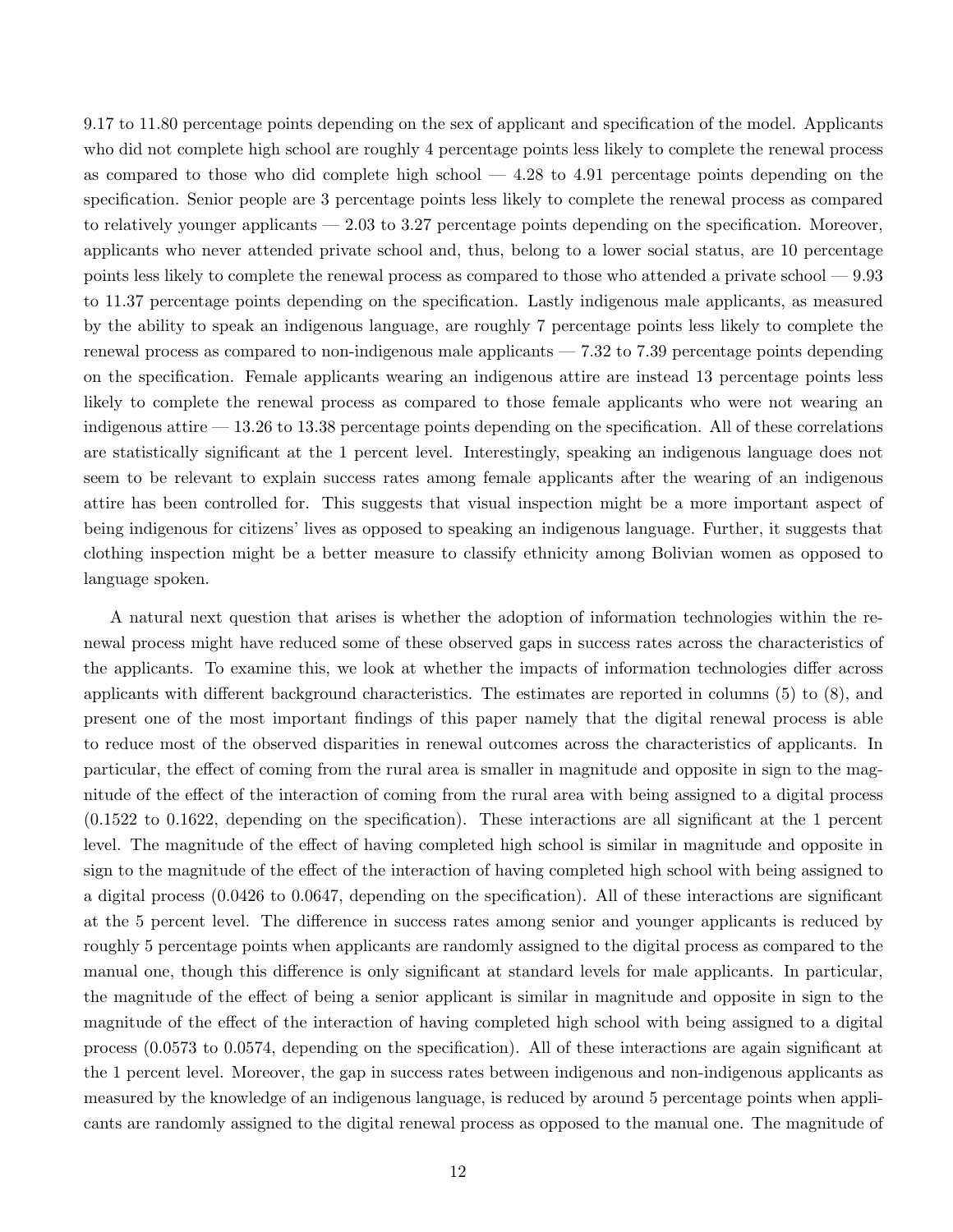9.17 to 11.80 percentage points depending on the sex of applicant and specification of the model. Applicants who did not complete high school are roughly 4 percentage points less likely to complete the renewal process as compared to those who did complete high school — 4.28 to 4.91 percentage points depending on the specification. Senior people are 3 percentage points less likely to complete the renewal process as compared to relatively younger applicants — 2.03 to 3.27 percentage points depending on the specification. Moreover, applicants who never attended private school and, thus, belong to a lower social status, are 10 percentage points less likely to complete the renewal process as compared to those who attended a private school — 9.93 to 11.37 percentage points depending on the specification. Lastly indigenous male applicants, as measured by the ability to speak an indigenous language, are roughly 7 percentage points less likely to complete the renewal process as compared to non-indigenous male applicants — 7.32 to 7.39 percentage points depending on the specification. Female applicants wearing an indigenous attire are instead 13 percentage points less likely to complete the renewal process as compared to those female applicants who were not wearing an indigenous attire — 13.26 to 13.38 percentage points depending on the specification. All of these correlations are statistically significant at the 1 percent level. Interestingly, speaking an indigenous language does not seem to be relevant to explain success rates among female applicants after the wearing of an indigenous attire has been controlled for. This suggests that visual inspection might be a more important aspect of being indigenous for citizens' lives as opposed to speaking an indigenous language. Further, it suggests that clothing inspection might be a better measure to classify ethnicity among Bolivian women as opposed to language spoken.

A natural next question that arises is whether the adoption of information technologies within the renewal process might have reduced some of these observed gaps in success rates across the characteristics of the applicants. To examine this, we look at whether the impacts of information technologies differ across applicants with different background characteristics. The estimates are reported in columns (5) to (8), and present one of the most important findings of this paper namely that the digital renewal process is able to reduce most of the observed disparities in renewal outcomes across the characteristics of applicants. In particular, the effect of coming from the rural area is smaller in magnitude and opposite in sign to the magnitude of the effect of the interaction of coming from the rural area with being assigned to a digital process (0.1522 to 0.1622, depending on the specification). These interactions are all significant at the 1 percent level. The magnitude of the effect of having completed high school is similar in magnitude and opposite in sign to the magnitude of the effect of the interaction of having completed high school with being assigned to a digital process (0.0426 to 0.0647, depending on the specification). All of these interactions are significant at the 5 percent level. The difference in success rates among senior and younger applicants is reduced by roughly 5 percentage points when applicants are randomly assigned to the digital process as compared to the manual one, though this difference is only significant at standard levels for male applicants. In particular, the magnitude of the effect of being a senior applicant is similar in magnitude and opposite in sign to the magnitude of the effect of the interaction of having completed high school with being assigned to a digital process (0.0573 to 0.0574, depending on the specification). All of these interactions are again significant at the 1 percent level. Moreover, the gap in success rates between indigenous and non-indigenous applicants as measured by the knowledge of an indigenous language, is reduced by around 5 percentage points when applicants are randomly assigned to the digital renewal process as opposed to the manual one. The magnitude of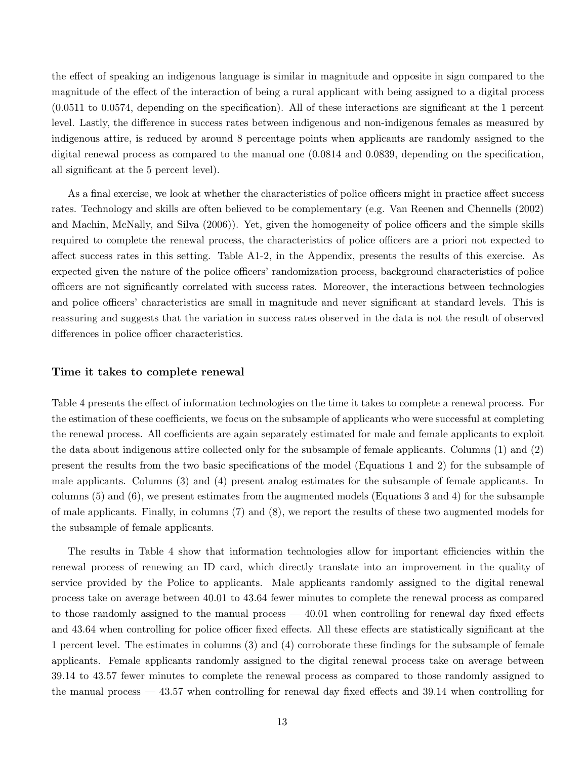the effect of speaking an indigenous language is similar in magnitude and opposite in sign compared to the magnitude of the effect of the interaction of being a rural applicant with being assigned to a digital process (0.0511 to 0.0574, depending on the specification). All of these interactions are significant at the 1 percent level. Lastly, the difference in success rates between indigenous and non-indigenous females as measured by indigenous attire, is reduced by around 8 percentage points when applicants are randomly assigned to the digital renewal process as compared to the manual one (0.0814 and 0.0839, depending on the specification, all significant at the 5 percent level).

As a final exercise, we look at whether the characteristics of police officers might in practice affect success rates. Technology and skills are often believed to be complementary (e.g. Van Reenen and Chennells (2002) and Machin, McNally, and Silva (2006)). Yet, given the homogeneity of police officers and the simple skills required to complete the renewal process, the characteristics of police officers are a priori not expected to affect success rates in this setting. Table A1-2, in the Appendix, presents the results of this exercise. As expected given the nature of the police officers' randomization process, background characteristics of police officers are not significantly correlated with success rates. Moreover, the interactions between technologies and police officers' characteristics are small in magnitude and never significant at standard levels. This is reassuring and suggests that the variation in success rates observed in the data is not the result of observed differences in police officer characteristics.

### Time it takes to complete renewal

Table 4 presents the effect of information technologies on the time it takes to complete a renewal process. For the estimation of these coefficients, we focus on the subsample of applicants who were successful at completing the renewal process. All coefficients are again separately estimated for male and female applicants to exploit the data about indigenous attire collected only for the subsample of female applicants. Columns (1) and (2) present the results from the two basic specifications of the model (Equations 1 and 2) for the subsample of male applicants. Columns (3) and (4) present analog estimates for the subsample of female applicants. In columns (5) and (6), we present estimates from the augmented models (Equations 3 and 4) for the subsample of male applicants. Finally, in columns (7) and (8), we report the results of these two augmented models for the subsample of female applicants.

The results in Table 4 show that information technologies allow for important efficiencies within the renewal process of renewing an ID card, which directly translate into an improvement in the quality of service provided by the Police to applicants. Male applicants randomly assigned to the digital renewal process take on average between 40.01 to 43.64 fewer minutes to complete the renewal process as compared to those randomly assigned to the manual process — 40.01 when controlling for renewal day fixed effects and 43.64 when controlling for police officer fixed effects. All these effects are statistically significant at the 1 percent level. The estimates in columns (3) and (4) corroborate these findings for the subsample of female applicants. Female applicants randomly assigned to the digital renewal process take on average between 39.14 to 43.57 fewer minutes to complete the renewal process as compared to those randomly assigned to the manual process — 43.57 when controlling for renewal day fixed effects and 39.14 when controlling for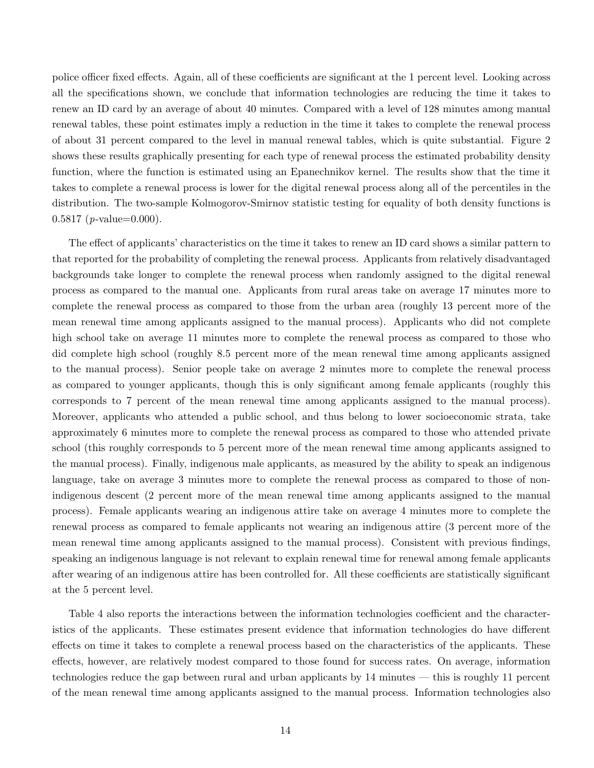police officer fixed effects. Again, all of these coefficients are significant at the 1 percent level. Looking across all the specifications shown, we conclude that information technologies are reducing the time it takes to renew an ID card by an average of about 40 minutes. Compared with a level of 128 minutes among manual renewal tables, these point estimates imply a reduction in the time it takes to complete the renewal process of about 31 percent compared to the level in manual renewal tables, which is quite substantial. Figure 2 shows these results graphically presenting for each type of renewal process the estimated probability density function, where the function is estimated using an Epanechnikov kernel. The results show that the time it takes to complete a renewal process is lower for the digital renewal process along all of the percentiles in the distribution. The two-sample Kolmogorov-Smirnov statistic testing for equality of both density functions is 0.5817 ($p$-value=0.000).

The effect of applicants' characteristics on the time it takes to renew an ID card shows a similar pattern to that reported for the probability of completing the renewal process. Applicants from relatively disadvantaged backgrounds take longer to complete the renewal process when randomly assigned to the digital renewal process as compared to the manual one. Applicants from rural areas take on average 17 minutes more to complete the renewal process as compared to those from the urban area (roughly 13 percent more of the mean renewal time among applicants assigned to the manual process). Applicants who did not complete high school take on average 11 minutes more to complete the renewal process as compared to those who did complete high school (roughly 8.5 percent more of the mean renewal time among applicants assigned to the manual process). Senior people take on average 2 minutes more to complete the renewal process as compared to younger applicants, though this is only significant among female applicants (roughly this corresponds to 7 percent of the mean renewal time among applicants assigned to the manual process). Moreover, applicants who attended a public school, and thus belong to lower socioeconomic strata, take approximately 6 minutes more to complete the renewal process as compared to those who attended private school (this roughly corresponds to 5 percent more of the mean renewal time among applicants assigned to the manual process). Finally, indigenous male applicants, as measured by the ability to speak an indigenous language, take on average 3 minutes more to complete the renewal process as compared to those of non-indigenous descent (2 percent more of the mean renewal time among applicants assigned to the manual process). Female applicants wearing an indigenous attire take on average 4 minutes more to complete the renewal process as compared to female applicants not wearing an indigenous attire (3 percent more of the mean renewal time among applicants assigned to the manual process). Consistent with previous findings, speaking an indigenous language is not relevant to explain renewal time for renewal among female applicants after wearing of an indigenous attire has been controlled for. All these coefficients are statistically significant at the 5 percent level.

Table 4 also reports the interactions between the information technologies coefficient and the characteristics of the applicants. These estimates present evidence that information technologies do have different effects on time it takes to complete a renewal process based on the characteristics of the applicants. These effects, however, are relatively modest compared to those found for success rates. On average, information technologies reduce the gap between rural and urban applicants by 14 minutes — this is roughly 11 percent of the mean renewal time among applicants assigned to the manual process. Information technologies also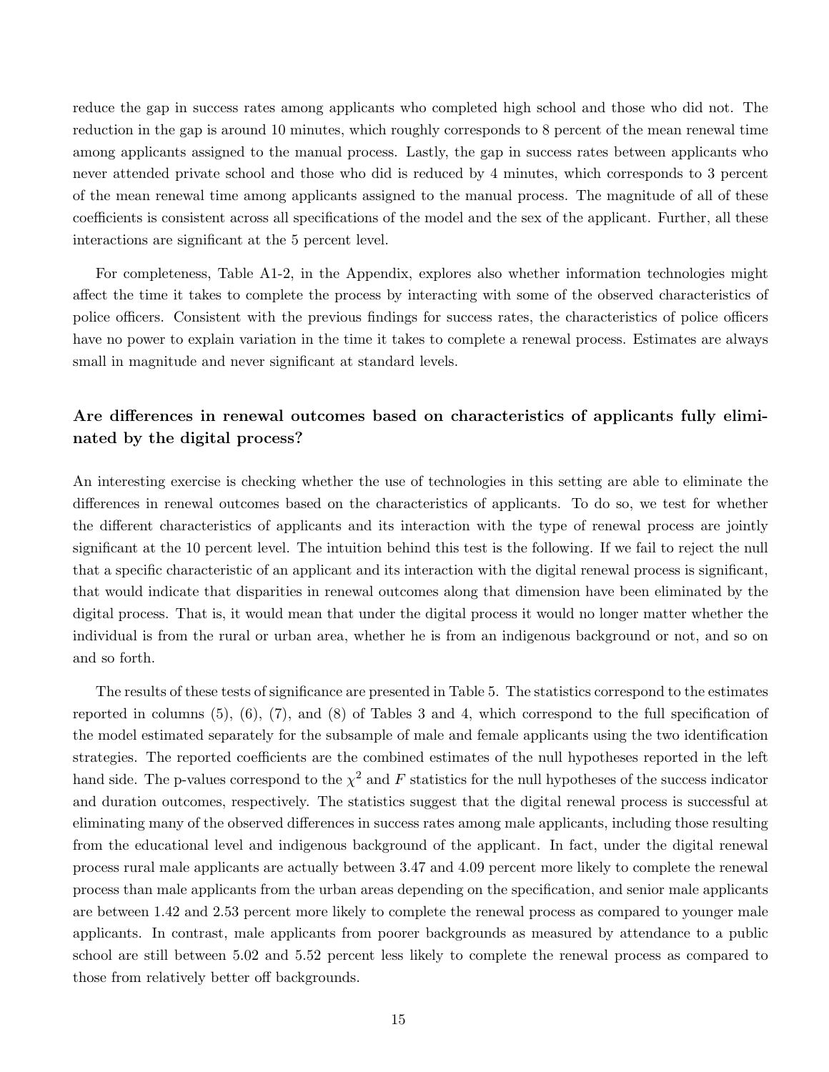reduce the gap in success rates among applicants who completed high school and those who did not. The reduction in the gap is around 10 minutes, which roughly corresponds to 8 percent of the mean renewal time among applicants assigned to the manual process. Lastly, the gap in success rates between applicants who never attended private school and those who did is reduced by 4 minutes, which corresponds to 3 percent of the mean renewal time among applicants assigned to the manual process. The magnitude of all of these coefficients is consistent across all specifications of the model and the sex of the applicant. Further, all these interactions are significant at the 5 percent level.

For completeness, Table A1-2, in the Appendix, explores also whether information technologies might affect the time it takes to complete the process by interacting with some of the observed characteristics of police officers. Consistent with the previous findings for success rates, the characteristics of police officers have no power to explain variation in the time it takes to complete a renewal process. Estimates are always small in magnitude and never significant at standard levels.

### Are differences in renewal outcomes based on characteristics of applicants fully eliminated by the digital process?

An interesting exercise is checking whether the use of technologies in this setting are able to eliminate the differences in renewal outcomes based on the characteristics of applicants. To do so, we test for whether the different characteristics of applicants and its interaction with the type of renewal process are jointly significant at the 10 percent level. The intuition behind this test is the following. If we fail to reject the null that a specific characteristic of an applicant and its interaction with the digital renewal process is significant, that would indicate that disparities in renewal outcomes along that dimension have been eliminated by the digital process. That is, it would mean that under the digital process it would no longer matter whether the individual is from the rural or urban area, whether he is from an indigenous background or not, and so on and so forth.

The results of these tests of significance are presented in Table 5. The statistics correspond to the estimates reported in columns (5), (6), (7), and (8) of Tables 3 and 4, which correspond to the full specification of the model estimated separately for the subsample of male and female applicants using the two identification strategies. The reported coefficients are the combined estimates of the null hypotheses reported in the left hand side. The p-values correspond to the $\chi^2$ and $F$ statistics for the null hypotheses of the success indicator and duration outcomes, respectively. The statistics suggest that the digital renewal process is successful at eliminating many of the observed differences in success rates among male applicants, including those resulting from the educational level and indigenous background of the applicant. In fact, under the digital renewal process rural male applicants are actually between 3.47 and 4.09 percent more likely to complete the renewal process than male applicants from the urban areas depending on the specification, and senior male applicants are between 1.42 and 2.53 percent more likely to complete the renewal process as compared to younger male applicants. In contrast, male applicants from poorer backgrounds as measured by attendance to a public school are still between 5.02 and 5.52 percent less likely to complete the renewal process as compared to those from relatively better off backgrounds.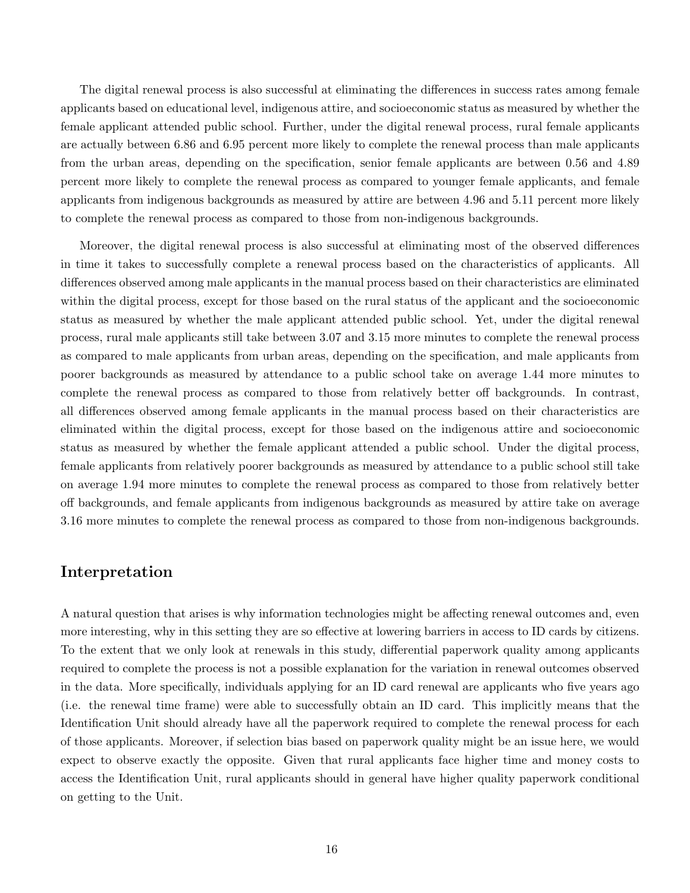The digital renewal process is also successful at eliminating the differences in success rates among female applicants based on educational level, indigenous attire, and socioeconomic status as measured by whether the female applicant attended public school. Further, under the digital renewal process, rural female applicants are actually between 6.86 and 6.95 percent more likely to complete the renewal process than male applicants from the urban areas, depending on the specification, senior female applicants are between 0.56 and 4.89 percent more likely to complete the renewal process as compared to younger female applicants, and female applicants from indigenous backgrounds as measured by attire are between 4.96 and 5.11 percent more likely to complete the renewal process as compared to those from non-indigenous backgrounds.

Moreover, the digital renewal process is also successful at eliminating most of the observed differences in time it takes to successfully complete a renewal process based on the characteristics of applicants. All differences observed among male applicants in the manual process based on their characteristics are eliminated within the digital process, except for those based on the rural status of the applicant and the socioeconomic status as measured by whether the male applicant attended public school. Yet, under the digital renewal process, rural male applicants still take between 3.07 and 3.15 more minutes to complete the renewal process as compared to male applicants from urban areas, depending on the specification, and male applicants from poorer backgrounds as measured by attendance to a public school take on average 1.44 more minutes to complete the renewal process as compared to those from relatively better off backgrounds. In contrast, all differences observed among female applicants in the manual process based on their characteristics are eliminated within the digital process, except for those based on the indigenous attire and socioeconomic status as measured by whether the female applicant attended a public school. Under the digital process, female applicants from relatively poorer backgrounds as measured by attendance to a public school still take on average 1.94 more minutes to complete the renewal process as compared to those from relatively better off backgrounds, and female applicants from indigenous backgrounds as measured by attire take on average 3.16 more minutes to complete the renewal process as compared to those from non-indigenous backgrounds.

## Interpretation

A natural question that arises is why information technologies might be affecting renewal outcomes and, even more interesting, why in this setting they are so effective at lowering barriers in access to ID cards by citizens. To the extent that we only look at renewals in this study, differential paperwork quality among applicants required to complete the process is not a possible explanation for the variation in renewal outcomes observed in the data. More specifically, individuals applying for an ID card renewal are applicants who five years ago (i.e. the renewal time frame) were able to successfully obtain an ID card. This implicitly means that the Identification Unit should already have all the paperwork required to complete the renewal process for each of those applicants. Moreover, if selection bias based on paperwork quality might be an issue here, we would expect to observe exactly the opposite. Given that rural applicants face higher time and money costs to access the Identification Unit, rural applicants should in general have higher quality paperwork conditional on getting to the Unit.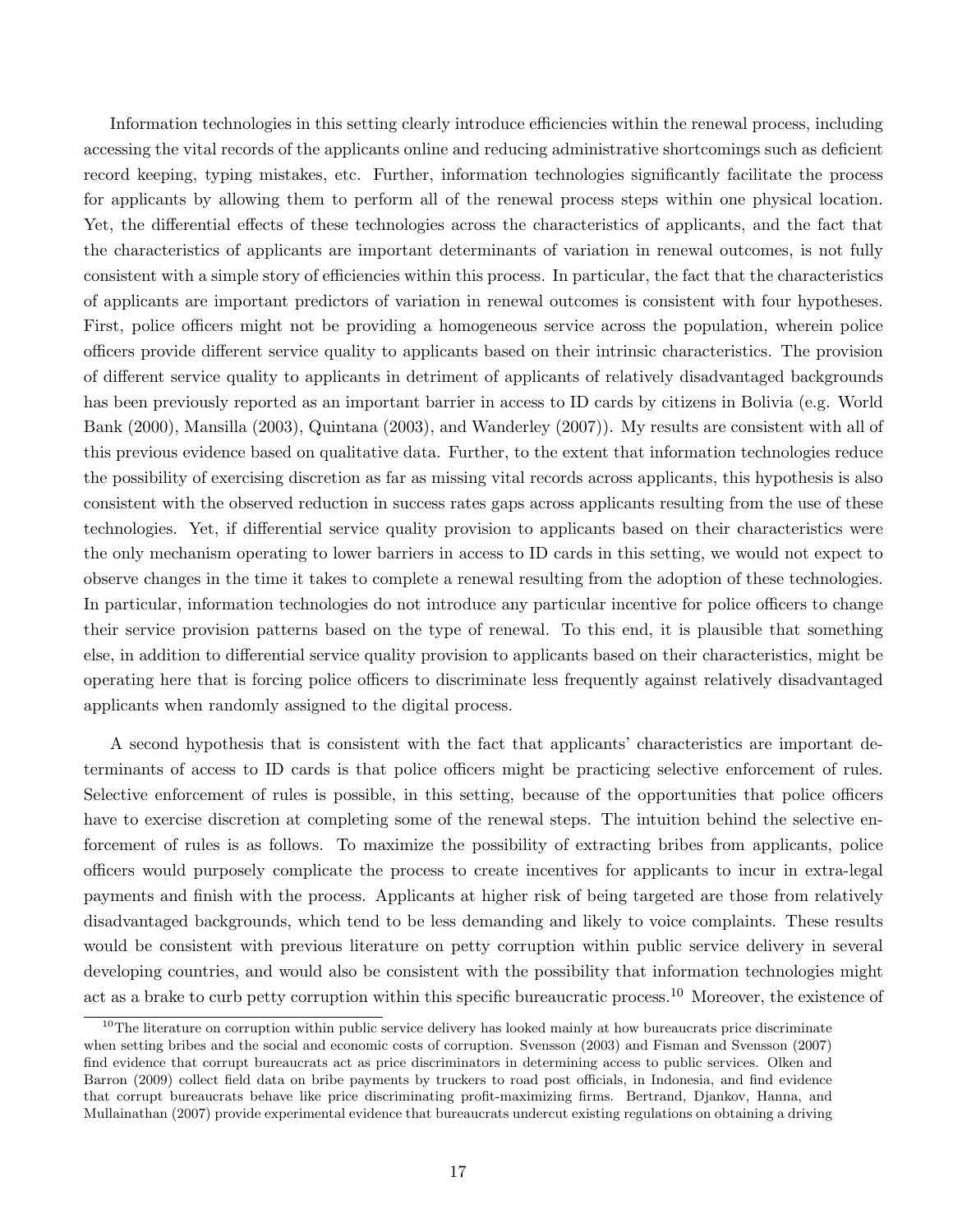Information technologies in this setting clearly introduce efficiencies within the renewal process, including accessing the vital records of the applicants online and reducing administrative shortcomings such as deficient record keeping, typing mistakes, etc. Further, information technologies significantly facilitate the process for applicants by allowing them to perform all of the renewal process steps within one physical location. Yet, the differential effects of these technologies across the characteristics of applicants, and the fact that the characteristics of applicants are important determinants of variation in renewal outcomes, is not fully consistent with a simple story of efficiencies within this process. In particular, the fact that the characteristics of applicants are important predictors of variation in renewal outcomes is consistent with four hypotheses. First, police officers might not be providing a homogeneous service across the population, wherein police officers provide different service quality to applicants based on their intrinsic characteristics. The provision of different service quality to applicants in detriment of applicants of relatively disadvantaged backgrounds has been previously reported as an important barrier in access to ID cards by citizens in Bolivia (e.g. World Bank (2000), Mansilla (2003), Quintana (2003), and Wanderley (2007)). My results are consistent with all of this previous evidence based on qualitative data. Further, to the extent that information technologies reduce the possibility of exercising discretion as far as missing vital records across applicants, this hypothesis is also consistent with the observed reduction in success rates gaps across applicants resulting from the use of these technologies. Yet, if differential service quality provision to applicants based on their characteristics were the only mechanism operating to lower barriers in access to ID cards in this setting, we would not expect to observe changes in the time it takes to complete a renewal resulting from the adoption of these technologies. In particular, information technologies do not introduce any particular incentive for police officers to change their service provision patterns based on the type of renewal. To this end, it is plausible that something else, in addition to differential service quality provision to applicants based on their characteristics, might be operating here that is forcing police officers to discriminate less frequently against relatively disadvantaged applicants when randomly assigned to the digital process.

A second hypothesis that is consistent with the fact that applicants' characteristics are important determinants of access to ID cards is that police officers might be practicing selective enforcement of rules. Selective enforcement of rules is possible, in this setting, because of the opportunities that police officers have to exercise discretion at completing some of the renewal steps. The intuition behind the selective enforcement of rules is as follows. To maximize the possibility of extracting bribes from applicants, police officers would purposely complicate the process to create incentives for applicants to incur in extra-legal payments and finish with the process. Applicants at higher risk of being targeted are those from relatively disadvantaged backgrounds, which tend to be less demanding and likely to voice complaints. These results would be consistent with previous literature on petty corruption within public service delivery in several developing countries, and would also be consistent with the possibility that information technologies might act as a brake to curb petty corruption within this specific bureaucratic process.[10] Moreover, the existence of

[10] The literature on corruption within public service delivery has looked mainly at how bureaucrats price discriminate when setting bribes and the social and economic costs of corruption. Svensson (2003) and Fisman and Svensson (2007) find evidence that corrupt bureaucrats act as price discriminators in determining access to public services. Olken and Barron (2009) collect field data on bribe payments by truckers to road post officials, in Indonesia, and find evidence that corrupt bureaucrats behave like price discriminating profit-maximizing firms. Bertrand, Djankov, Hanna, and Mullainathan (2007) provide experimental evidence that bureaucrats undercut existing regulations on obtaining a driving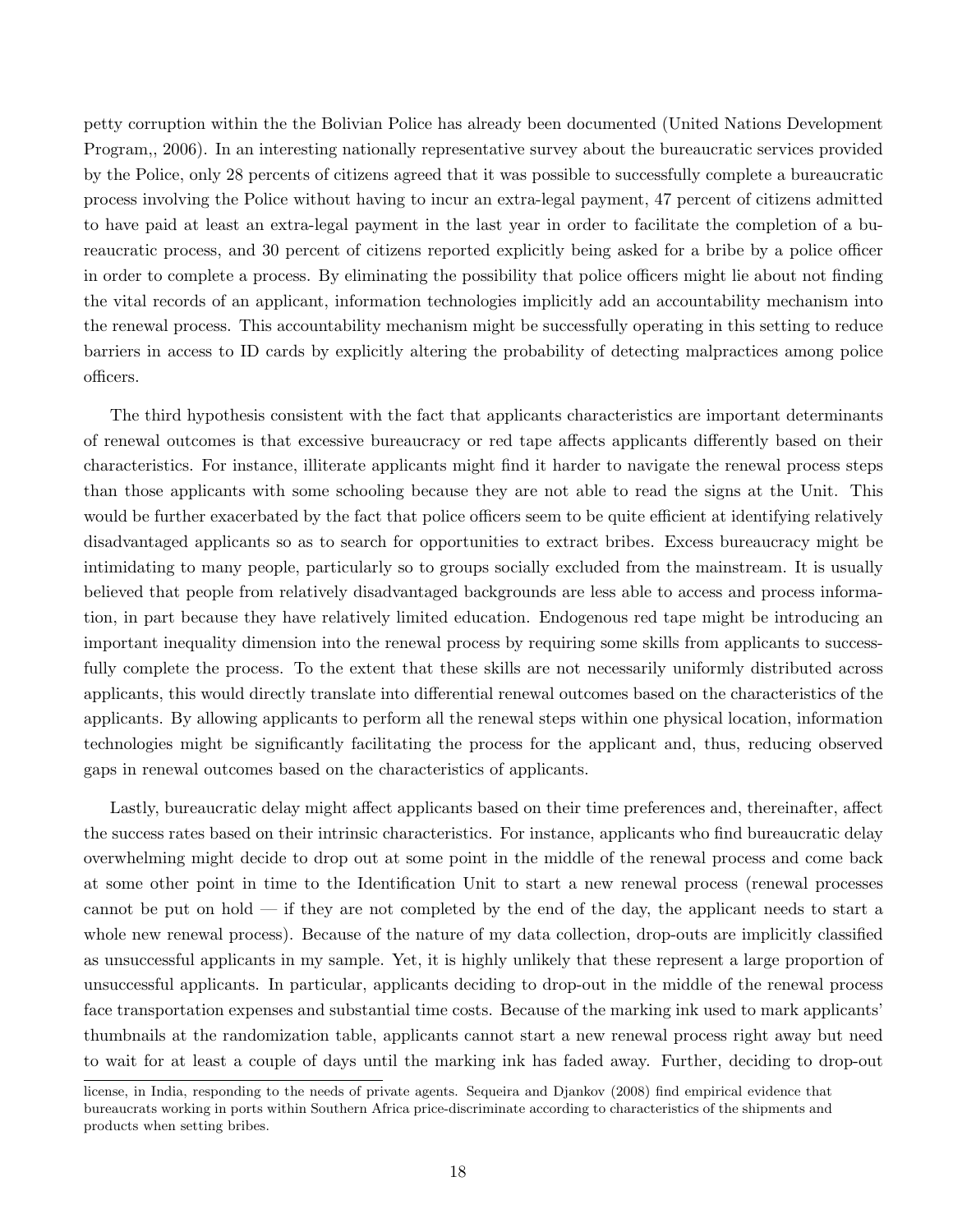petty corruption within the the Bolivian Police has already been documented (United Nations Development Program,, 2006). In an interesting nationally representative survey about the bureaucratic services provided by the Police, only 28 percents of citizens agreed that it was possible to successfully complete a bureaucratic process involving the Police without having to incur an extra-legal payment, 47 percent of citizens admitted to have paid at least an extra-legal payment in the last year in order to facilitate the completion of a bureaucratic process, and 30 percent of citizens reported explicitly being asked for a bribe by a police officer in order to complete a process. By eliminating the possibility that police officers might lie about not finding the vital records of an applicant, information technologies implicitly add an accountability mechanism into the renewal process. This accountability mechanism might be successfully operating in this setting to reduce barriers in access to ID cards by explicitly altering the probability of detecting malpractices among police officers.

The third hypothesis consistent with the fact that applicants characteristics are important determinants of renewal outcomes is that excessive bureaucracy or red tape affects applicants differently based on their characteristics. For instance, illiterate applicants might find it harder to navigate the renewal process steps than those applicants with some schooling because they are not able to read the signs at the Unit. This would be further exacerbated by the fact that police officers seem to be quite efficient at identifying relatively disadvantaged applicants so as to search for opportunities to extract bribes. Excess bureaucracy might be intimidating to many people, particularly so to groups socially excluded from the mainstream. It is usually believed that people from relatively disadvantaged backgrounds are less able to access and process information, in part because they have relatively limited education. Endogenous red tape might be introducing an important inequality dimension into the renewal process by requiring some skills from applicants to successfully complete the process. To the extent that these skills are not necessarily uniformly distributed across applicants, this would directly translate into differential renewal outcomes based on the characteristics of the applicants. By allowing applicants to perform all the renewal steps within one physical location, information technologies might be significantly facilitating the process for the applicant and, thus, reducing observed gaps in renewal outcomes based on the characteristics of applicants.

Lastly, bureaucratic delay might affect applicants based on their time preferences and, thereinafter, affect the success rates based on their intrinsic characteristics. For instance, applicants who find bureaucratic delay overwhelming might decide to drop out at some point in the middle of the renewal process and come back at some other point in time to the Identification Unit to start a new renewal process (renewal processes cannot be put on hold — if they are not completed by the end of the day, the applicant needs to start a whole new renewal process). Because of the nature of my data collection, drop-outs are implicitly classified as unsuccessful applicants in my sample. Yet, it is highly unlikely that these represent a large proportion of unsuccessful applicants. In particular, applicants deciding to drop-out in the middle of the renewal process face transportation expenses and substantial time costs. Because of the marking ink used to mark applicants' thumbnails at the randomization table, applicants cannot start a new renewal process right away but need to wait for at least a couple of days until the marking ink has faded away. Further, deciding to drop-out

license, in India, responding to the needs of private agents. Sequeira and Djankov (2008) find empirical evidence that bureaucrats working in ports within Southern Africa price-discriminate according to characteristics of the shipments and products when setting bribes.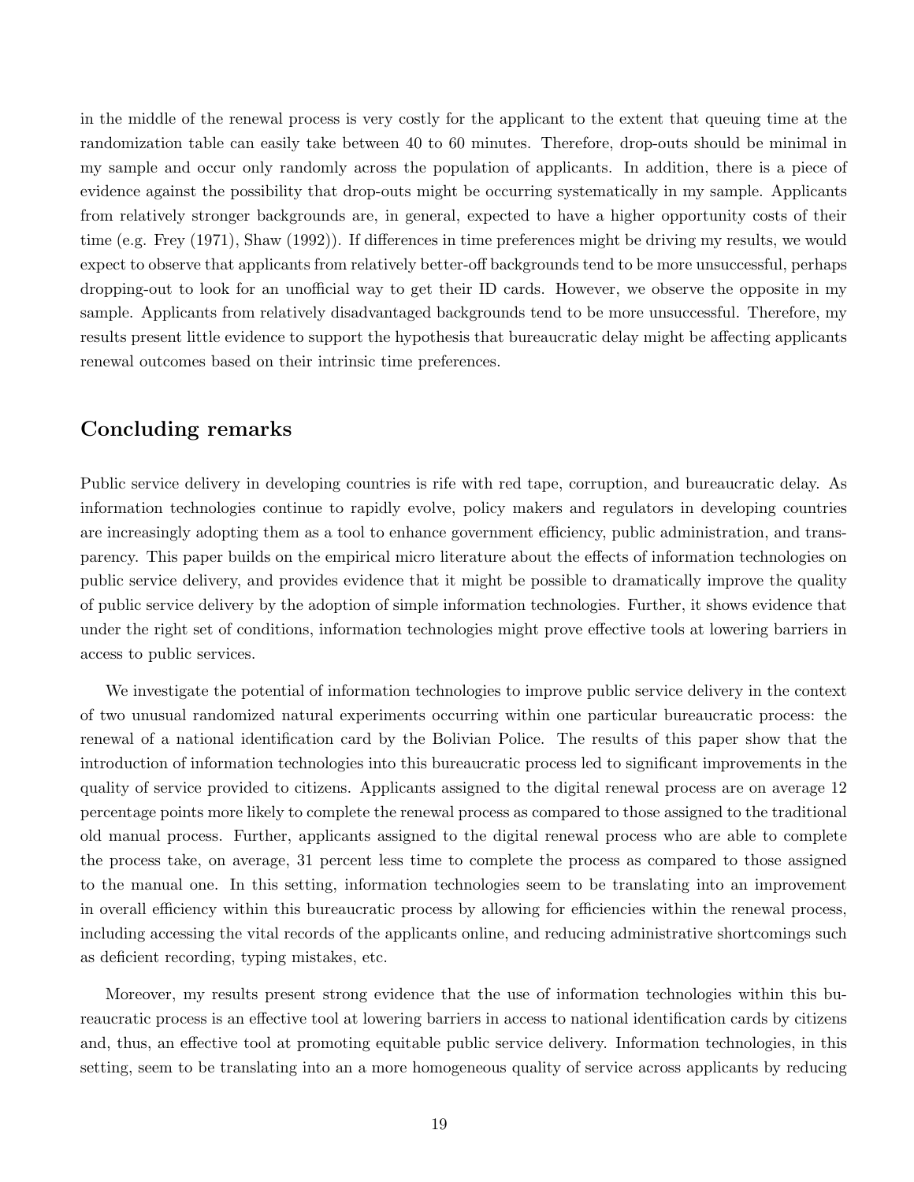in the middle of the renewal process is very costly for the applicant to the extent that queuing time at the randomization table can easily take between 40 to 60 minutes. Therefore, drop-outs should be minimal in my sample and occur only randomly across the population of applicants. In addition, there is a piece of evidence against the possibility that drop-outs might be occurring systematically in my sample. Applicants from relatively stronger backgrounds are, in general, expected to have a higher opportunity costs of their time (e.g. Frey (1971), Shaw (1992)). If differences in time preferences might be driving my results, we would expect to observe that applicants from relatively better-off backgrounds tend to be more unsuccessful, perhaps dropping-out to look for an unofficial way to get their ID cards. However, we observe the opposite in my sample. Applicants from relatively disadvantaged backgrounds tend to be more unsuccessful. Therefore, my results present little evidence to support the hypothesis that bureaucratic delay might be affecting applicants renewal outcomes based on their intrinsic time preferences.

## Concluding remarks

Public service delivery in developing countries is rife with red tape, corruption, and bureaucratic delay. As information technologies continue to rapidly evolve, policy makers and regulators in developing countries are increasingly adopting them as a tool to enhance government efficiency, public administration, and transparency. This paper builds on the empirical micro literature about the effects of information technologies on public service delivery, and provides evidence that it might be possible to dramatically improve the quality of public service delivery by the adoption of simple information technologies. Further, it shows evidence that under the right set of conditions, information technologies might prove effective tools at lowering barriers in access to public services.

We investigate the potential of information technologies to improve public service delivery in the context of two unusual randomized natural experiments occurring within one particular bureaucratic process: the renewal of a national identification card by the Bolivian Police. The results of this paper show that the introduction of information technologies into this bureaucratic process led to significant improvements in the quality of service provided to citizens. Applicants assigned to the digital renewal process are on average 12 percentage points more likely to complete the renewal process as compared to those assigned to the traditional old manual process. Further, applicants assigned to the digital renewal process who are able to complete the process take, on average, 31 percent less time to complete the process as compared to those assigned to the manual one. In this setting, information technologies seem to be translating into an improvement in overall efficiency within this bureaucratic process by allowing for efficiencies within the renewal process, including accessing the vital records of the applicants online, and reducing administrative shortcomings such as deficient recording, typing mistakes, etc.

Moreover, my results present strong evidence that the use of information technologies within this bureaucratic process is an effective tool at lowering barriers in access to national identification cards by citizens and, thus, an effective tool at promoting equitable public service delivery. Information technologies, in this setting, seem to be translating into an a more homogeneous quality of service across applicants by reducing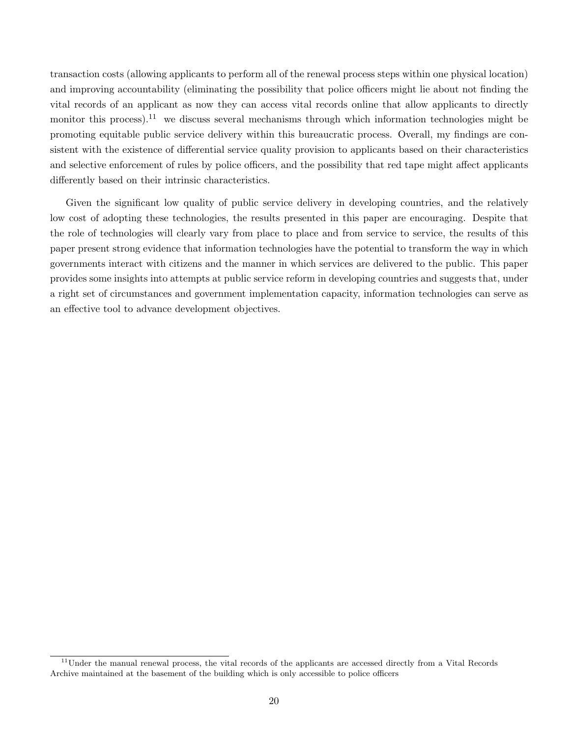transaction costs (allowing applicants to perform all of the renewal process steps within one physical location) and improving accountability (eliminating the possibility that police officers might lie about not finding the vital records of an applicant as now they can access vital records online that allow applicants to directly monitor this process).[11] we discuss several mechanisms through which information technologies might be promoting equitable public service delivery within this bureaucratic process. Overall, my findings are consistent with the existence of differential service quality provision to applicants based on their characteristics and selective enforcement of rules by police officers, and the possibility that red tape might affect applicants differently based on their intrinsic characteristics.

Given the significant low quality of public service delivery in developing countries, and the relatively low cost of adopting these technologies, the results presented in this paper are encouraging. Despite that the role of technologies will clearly vary from place to place and from service to service, the results of this paper present strong evidence that information technologies have the potential to transform the way in which governments interact with citizens and the manner in which services are delivered to the public. This paper provides some insights into attempts at public service reform in developing countries and suggests that, under a right set of circumstances and government implementation capacity, information technologies can serve as an effective tool to advance development objectives.

[11] Under the manual renewal process, the vital records of the applicants are accessed directly from a Vital Records Archive maintained at the basement of the building which is only accessible to police officers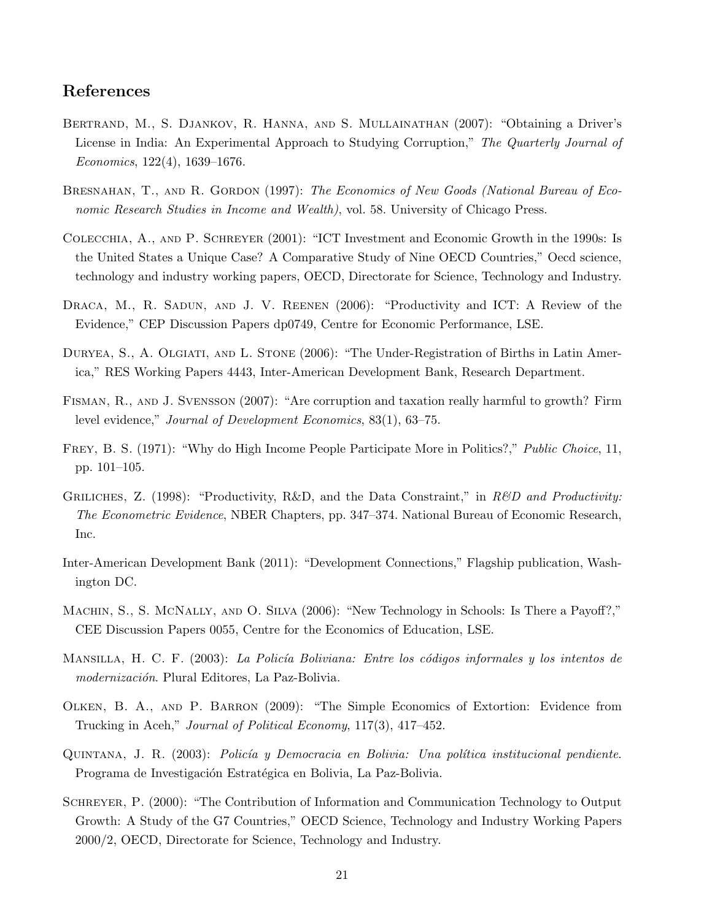## References

Bertrand, M., S. Djankov, R. Hanna, and S. Mullainathan (2007): "Obtaining a Driver's License in India: An Experimental Approach to Studying Corruption," *The Quarterly Journal of Economics*, 122(4), 1639–1676.

Bresnahan, T., and R. Gordon (1997): *The Economics of New Goods (National Bureau of Economic Research Studies in Income and Wealth)*, vol. 58. University of Chicago Press.

Colecchia, A., and P. Schreyer (2001): "ICT Investment and Economic Growth in the 1990s: Is the United States a Unique Case? A Comparative Study of Nine OECD Countries," Oecd science, technology and industry working papers, OECD, Directorate for Science, Technology and Industry.

Draca, M., R. Sadun, and J. V. Reenen (2006): "Productivity and ICT: A Review of the Evidence," CEP Discussion Papers dp0749, Centre for Economic Performance, LSE.

Duryea, S., A. Olgiati, and L. Stone (2006): "The Under-Registration of Births in Latin America," RES Working Papers 4443, Inter-American Development Bank, Research Department.

Fisman, R., and J. Svensson (2007): "Are corruption and taxation really harmful to growth? Firm level evidence," *Journal of Development Economics*, 83(1), 63–75.

Frey, B. S. (1971): "Why do High Income People Participate More in Politics?," *Public Choice*, 11, pp. 101–105.

Griliches, Z. (1998): "Productivity, R&D, and the Data Constraint," in *R&D and Productivity: The Econometric Evidence*, NBER Chapters, pp. 347–374. National Bureau of Economic Research, Inc.

Inter-American Development Bank (2011): "Development Connections," Flagship publication, Washington DC.

Machin, S., S. McNally, and O. Silva (2006): "New Technology in Schools: Is There a Payoff?," CEE Discussion Papers 0055, Centre for the Economics of Education, LSE.

Mansilla, H. C. F. (2003): *La Policía Boliviana: Entre los códigos informales y los intentos de modernización*. Plural Editores, La Paz-Bolivia.

Olken, B. A., and P. Barron (2009): "The Simple Economics of Extortion: Evidence from Trucking in Aceh," *Journal of Political Economy*, 117(3), 417–452.

Quintana, J. R. (2003): *Policía y Democracia en Bolivia: Una política institucional pendiente*. Programa de Investigación Estratégica en Bolivia, La Paz-Bolivia.

Schreyer, P. (2000): "The Contribution of Information and Communication Technology to Output Growth: A Study of the G7 Countries," OECD Science, Technology and Industry Working Papers 2000/2, OECD, Directorate for Science, Technology and Industry.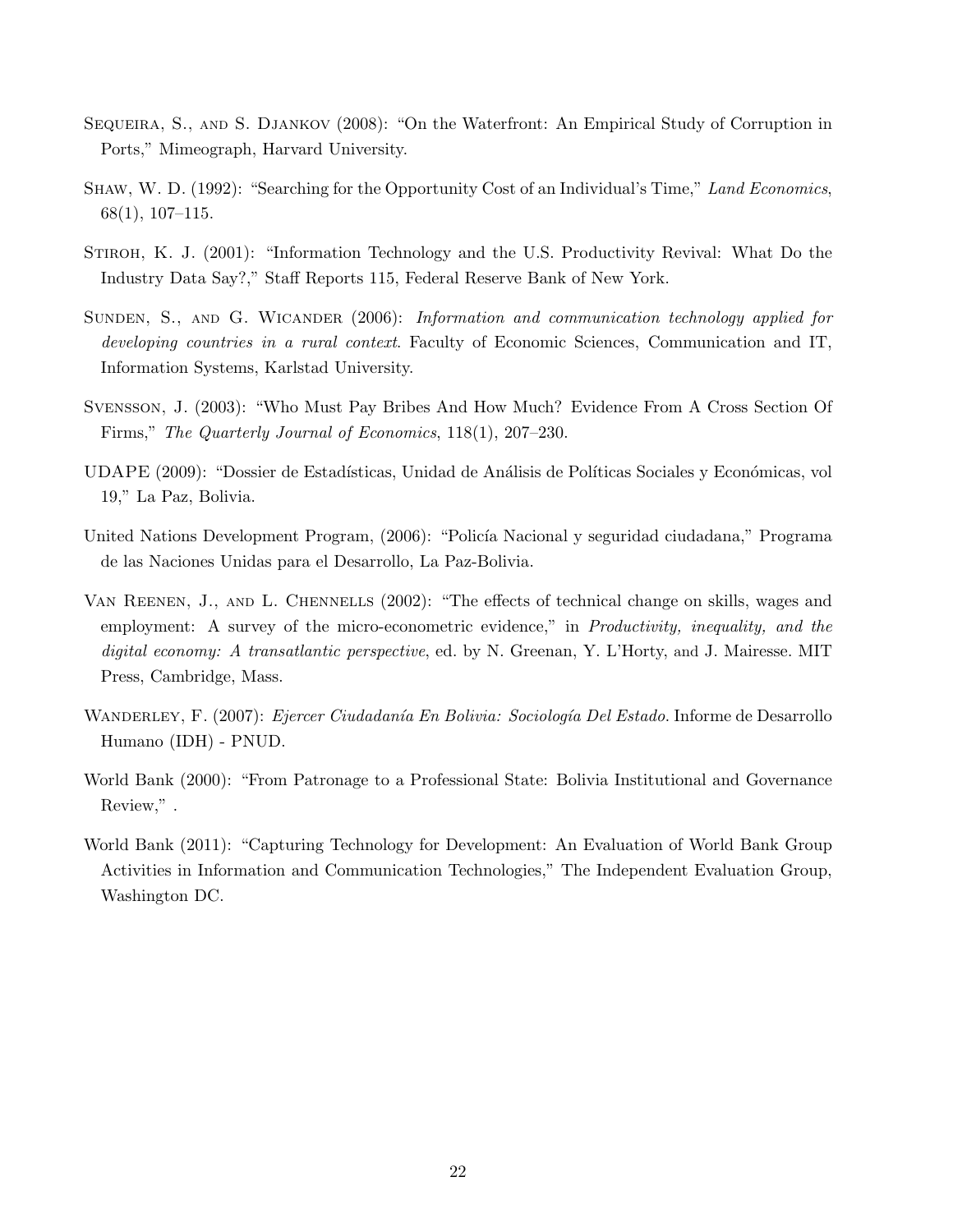Sequeira, S., and S. Djankov (2008): "On the Waterfront: An Empirical Study of Corruption in Ports," Mimeograph, Harvard University.

Shaw, W. D. (1992): "Searching for the Opportunity Cost of an Individual's Time," *Land Economics*, 68(1), 107–115.

Stiroh, K. J. (2001): "Information Technology and the U.S. Productivity Revival: What Do the Industry Data Say?," Staff Reports 115, Federal Reserve Bank of New York.

Sunden, S., and G. Wicander (2006): *Information and communication technology applied for developing countries in a rural context*. Faculty of Economic Sciences, Communication and IT, Information Systems, Karlstad University.

Svensson, J. (2003): "Who Must Pay Bribes And How Much? Evidence From A Cross Section Of Firms," *The Quarterly Journal of Economics*, 118(1), 207–230.

UDAPE (2009): "Dossier de Estadísticas, Unidad de Análisis de Políticas Sociales y Económicas, vol 19," La Paz, Bolivia.

United Nations Development Program, (2006): "Policía Nacional y seguridad ciudadana," Programa de las Naciones Unidas para el Desarrollo, La Paz-Bolivia.

Van Reenen, J., and L. Chennells (2002): "The effects of technical change on skills, wages and employment: A survey of the micro-econometric evidence," in *Productivity, inequality, and the digital economy: A transatlantic perspective*, ed. by N. Greenan, Y. L'Horty, and J. Mairesse. MIT Press, Cambridge, Mass.

Wanderley, F. (2007): *Ejercer Ciudadanía En Bolivia: Sociología Del Estado*. Informe de Desarrollo Humano (IDH) - PNUD.

World Bank (2000): "From Patronage to a Professional State: Bolivia Institutional and Governance Review," .

World Bank (2011): "Capturing Technology for Development: An Evaluation of World Bank Group Activities in Information and Communication Technologies," The Independent Evaluation Group, Washington DC.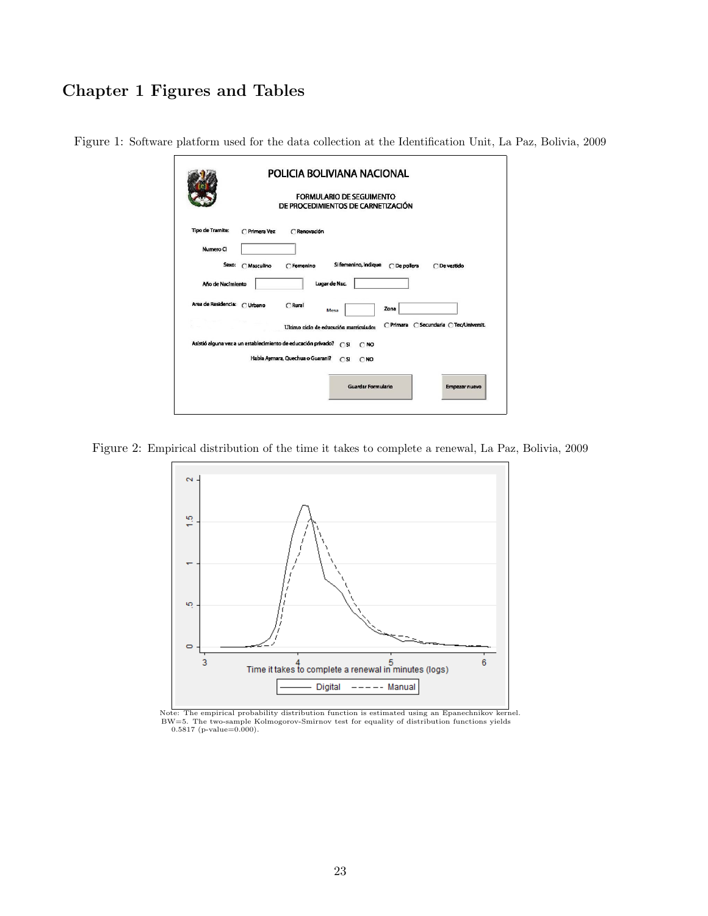# Chapter 1 Figures and Tables

Figure 1: Software platform used for the data collection at the Identification Unit, La Paz, Bolivia, 2009

Figure 2: Empirical distribution of the time it takes to complete a renewal, La Paz, Bolivia, 2009

Note: The empirical probability distribution function is estimated using an Epanechnikov kernel. BW=5. The two-sample Kolmogorov-Smirnov test for equality of distribution functions yields 0.5817 (p-value=0.000).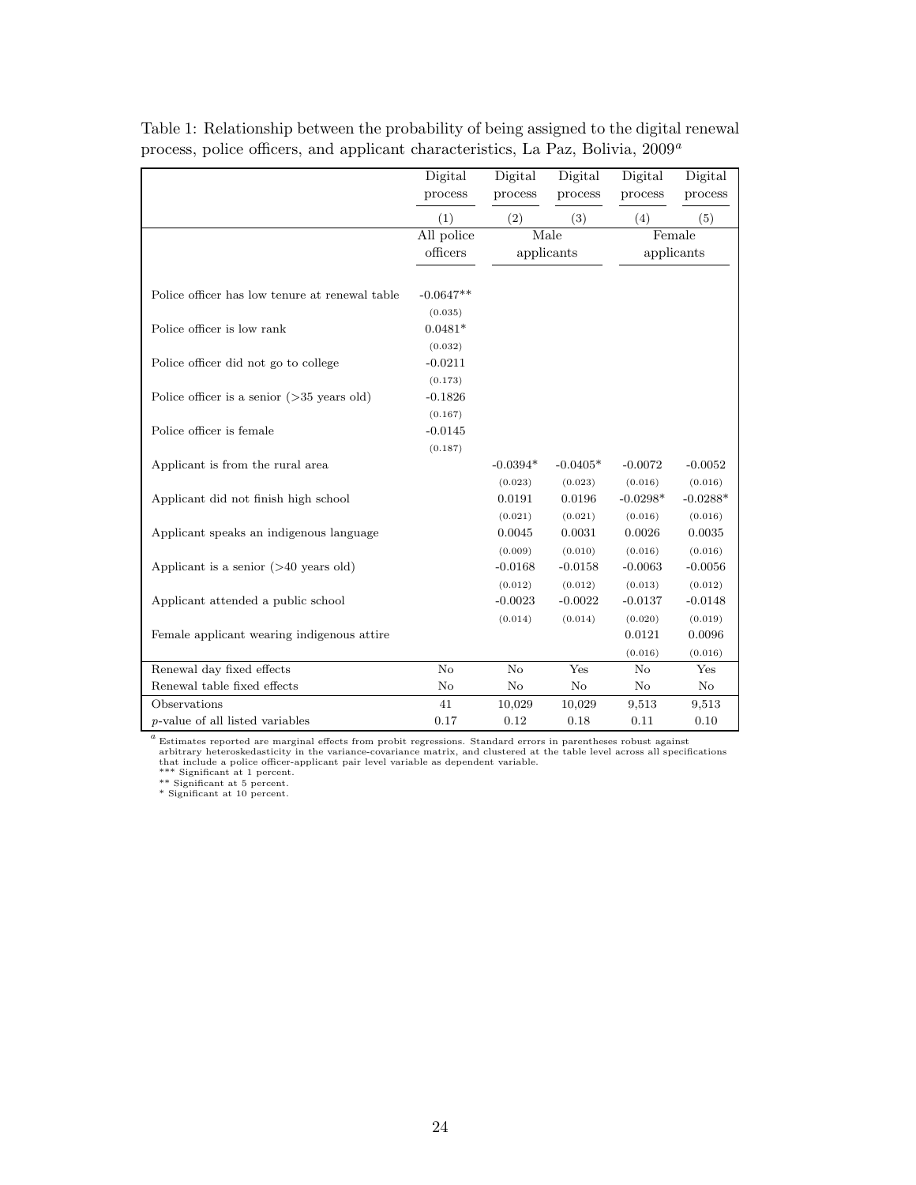Table 1: Relationship between the probability of being assigned to the digital renewal process, police officers, and applicant characteristics, La Paz, Bolivia, 2009[a]

| | Digital process | Digital process | Digital process | Digital process | Digital process |
|---|---|---|---|---|---|
| | (1) | (2) | (3) | (4) | (5) |
| | All police officers | Male applicants | | Female applicants | |
| Police officer has low tenure at renewal table | -0.0647** | | | | |
| | (0.035) | | | | |
| Police officer is low rank | 0.0481* | | | | |
| | (0.032) | | | | |
| Police officer did not go to college | -0.0211 | | | | |
| | (0.173) | | | | |
| Police officer is a senior (>35 years old) | -0.1826 | | | | |
| | (0.167) | | | | |
| Police officer is female | -0.0145 | | | | |
| | (0.187) | | | | |
| Applicant is from the rural area | | -0.0394* | -0.0405* | -0.0072 | -0.0052 |
| | | (0.023) | (0.023) | (0.016) | (0.016) |
| Applicant did not finish high school | | 0.0191 | 0.0196 | -0.0298* | -0.0288* |
| | | (0.021) | (0.021) | (0.016) | (0.016) |
| Applicant speaks an indigenous language | | 0.0045 | 0.0031 | 0.0026 | 0.0035 |
| | | (0.009) | (0.010) | (0.016) | (0.016) |
| Applicant is a senior (>40 years old) | | -0.0168 | -0.0158 | -0.0063 | -0.0056 |
| | | (0.012) | (0.012) | (0.013) | (0.012) |
| Applicant attended a public school | | -0.0023 | -0.0022 | -0.0137 | -0.0148 |
| | | (0.014) | (0.014) | (0.020) | (0.019) |
| Female applicant wearing indigenous attire | | | | 0.0121 | 0.0096 |
| | | | | (0.016) | (0.016) |
| Renewal day fixed effects | No | No | Yes | No | Yes |
| Renewal table fixed effects | No | No | No | No | No |
| Observations | 41 | 10,029 | 10,029 | 9,513 | 9,513 |
| $p$-value of all listed variables | 0.17 | 0.12 | 0.18 | 0.11 | 0.10 |

[a] Estimates reported are marginal effects from probit regressions. Standard errors in parentheses robust against arbitrary heteroskedasticity in the variance-covariance matrix, and clustered at the table level across all specifications that include a police officer-applicant pair level variable as dependent variable.
*** Significant at 1 percent.
** Significant at 5 percent.
* Significant at 10 percent.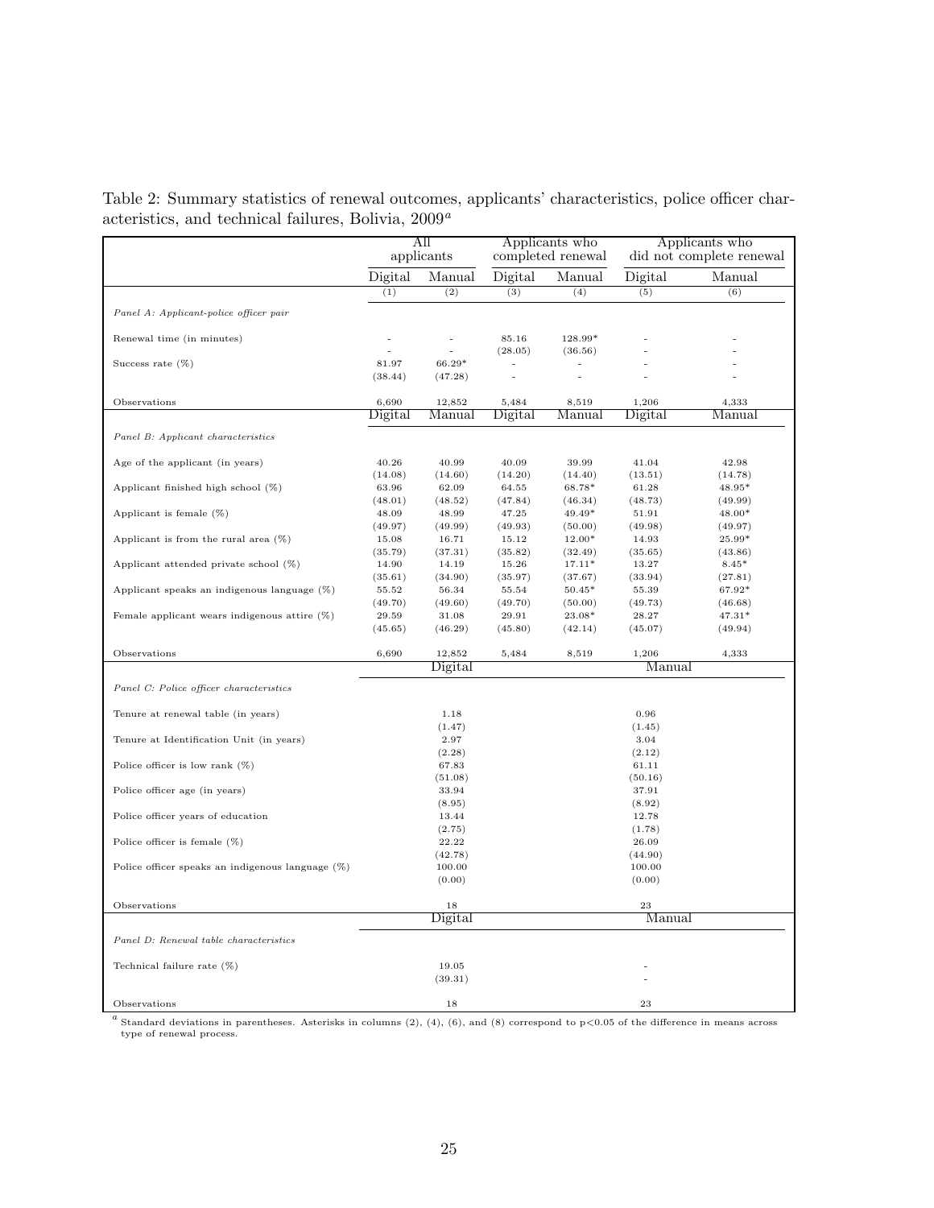Table 2: Summary statistics of renewal outcomes, applicants' characteristics, police officer characteristics, and technical failures, Bolivia, 2009[a]

| | All applicants | | Applicants who completed renewal | | Applicants who did not complete renewal | |
|---|---|---|---|---|---|---|
| | Digital | Manual | Digital | Manual | Digital | Manual |
| | (1) | (2) | (3) | (4) | (5) | (6) |
| *Panel A: Applicant-police officer pair* | | | | | | |
| Renewal time (in minutes) | - | - | 85.16 | 128.99* | - | - |
| | - | - | (28.05) | (36.56) | - | - |
| Success rate (%) | 81.97 | 66.29* | - | - | - | - |
| | (38.44) | (47.28) | - | - | - | - |
| Observations | 6,690 | 12,852 | 5,484 | 8,519 | 1,206 | 4,333 |
| | Digital | Manual | Digital | Manual | Digital | Manual |
| *Panel B: Applicant characteristics* | | | | | | |
| Age of the applicant (in years) | 40.26 | 40.99 | 40.09 | 39.99 | 41.04 | 42.98 |
| | (14.08) | (14.60) | (14.20) | (14.40) | (13.51) | (14.78) |
| Applicant finished high school (%) | 63.96 | 62.09 | 64.55 | 68.78* | 61.28 | 48.95* |
| | (48.01) | (48.52) | (47.84) | (46.34) | (48.73) | (49.99) |
| Applicant is female (%) | 48.09 | 48.99 | 47.25 | 49.49* | 51.91 | 48.00* |
| | (49.97) | (49.99) | (49.93) | (50.00) | (49.98) | (49.97) |
| Applicant is from the rural area (%) | 15.08 | 16.71 | 15.12 | 12.00* | 14.93 | 25.99* |
| | (35.79) | (37.31) | (35.82) | (32.49) | (35.65) | (43.86) |
| Applicant attended private school (%) | 14.90 | 14.19 | 15.26 | 17.11* | 13.27 | 8.45* |
| | (35.61) | (34.90) | (35.97) | (37.67) | (33.94) | (27.81) |
| Applicant speaks an indigenous language (%) | 55.52 | 56.34 | 55.54 | 50.45* | 55.39 | 67.92* |
| | (49.70) | (49.60) | (49.70) | (50.00) | (49.73) | (46.68) |
| Female applicant wears indigenous attire (%) | 29.59 | 31.08 | 29.91 | 23.08* | 28.27 | 47.31* |
| | (45.65) | (46.29) | (45.80) | (42.14) | (45.07) | (49.94) |
| Observations | 6,690 | 12,852 | 5,484 | 8,519 | 1,206 | 4,333 |
| | Digital | | | | Manual | |
| *Panel C: Police officer characteristics* | | | | | | |
| Tenure at renewal table (in years) | 1.18 | | | | 0.96 | |
| | (1.47) | | | | (1.45) | |
| Tenure at Identification Unit (in years) | 2.97 | | | | 3.04 | |
| | (2.28) | | | | (2.12) | |
| Police officer is low rank (%) | 67.83 | | | | 61.11 | |
| | (51.08) | | | | (50.16) | |
| Police officer age (in years) | 33.94 | | | | 37.91 | |
| | (8.95) | | | | (8.92) | |
| Police officer years of education | 13.44 | | | | 12.78 | |
| | (2.75) | | | | (1.78) | |
| Police officer is female (%) | 22.22 | | | | 26.09 | |
| | (42.78) | | | | (44.90) | |
| Police officer speaks an indigenous language (%) | 100.00 | | | | 100.00 | |
| | (0.00) | | | | (0.00) | |
| Observations | 18 | | | | 23 | |
| | Digital | | | | Manual | |
| *Panel D: Renewal table characteristics* | | | | | | |
| Technical failure rate (%) | 19.05 | | | | - | |
| | (39.31) | | | | - | |
| Observations | 18 | | | | 23 | |

[a] Standard deviations in parentheses. Asterisks in columns (2), (4), (6), and (8) correspond to $p<0.05$ of the difference in means across type of renewal process.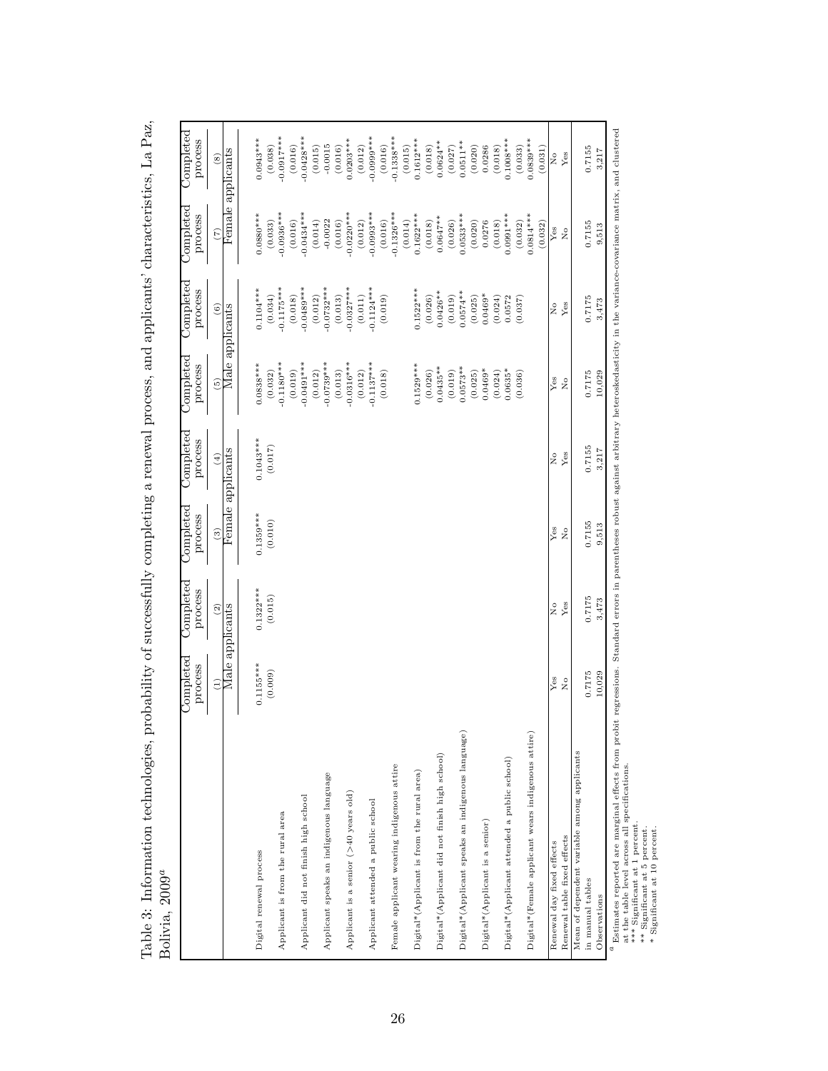Table 3: Information technologies, probability of successfully completing a renewal process, and applicants' characteristics, La Paz, Bolivia, 2009[a]

| | Completed process | Completed process | Completed process | Completed process | Completed process | Completed process | Completed process | Completed process |
|---|---|---|---|---|---|---|---|---|
| | (1) | (2) | (3) | (4) | (5) | (6) | (7) | (8) |
| | Male applicants | | Female applicants | | Male applicants | | Female applicants | |
| Digital renewal process | 0.1155*** | 0.1322*** | 0.1359*** | 0.1043*** | 0.0838*** | 0.1104*** | 0.0880*** | 0.0943*** |
| | (0.009) | (0.015) | (0.010) | (0.017) | (0.032) | (0.034) | (0.033) | (0.038) |
| Applicant is from the rural area | | | | | -0.1180*** | -0.1175*** | -0.0936*** | -0.0917*** |
| | | | | | (0.019) | (0.018) | (0.016) | (0.016) |
| Applicant did not finish high school | | | | | -0.0491*** | -0.0489*** | -0.0434*** | -0.0428*** |
| | | | | | (0.012) | (0.012) | (0.014) | (0.015) |
| Applicant speaks an indigenous language | | | | | -0.0739*** | -0.0732*** | -0.0022 | -0.0015 |
| | | | | | (0.013) | (0.013) | (0.016) | (0.016) |
| Applicant is a senior (>40 years old) | | | | | -0.0316*** | -0.0327*** | -0.0220*** | 0.0203*** |
| | | | | | (0.012) | (0.011) | (0.012) | (0.012) |
| Applicant attended a public school | | | | | -0.1137*** | -0.1124*** | -0.0993*** | -0.0999*** |
| | | | | | (0.018) | (0.019) | (0.016) | (0.016) |
| Female applicant wearing indigenous attire | | | | | | | -0.1326*** | -0.1338*** |
| | | | | | | | (0.014) | (0.015) |
| Digital*(Applicant is from the rural area) | | | | | 0.1529*** | 0.1522*** | 0.1622*** | 0.1612*** |
| | | | | | (0.026) | (0.026) | (0.018) | (0.018) |
| Digital*(Applicant did not finish high school) | | | | | 0.0435** | 0.0426** | 0.0647** | 0.0624** |
| | | | | | (0.019) | (0.019) | (0.026) | (0.027) |
| Digital*(Applicant speaks an indigenous language) | | | | | 0.0573** | 0.0574** | 0.0533*** | 0.0511** |
| | | | | | (0.025) | (0.025) | (0.020) | (0.020) |
| Digital*(Applicant is a senior) | | | | | 0.0469* | 0.0469* | 0.0276 | 0.0286 |
| | | | | | (0.024) | (0.024) | (0.018) | (0.018) |
| Digital*(Applicant attended a public school) | | | | | 0.0635* | 0.0572 | 0.0991*** | 0.1008*** |
| | | | | | (0.036) | (0.037) | (0.032) | (0.033) |
| Digital*(Female applicant wears indigenous attire) | | | | | | | 0.0814*** | 0.0839*** |
| | | | | | | | (0.032) | (0.031) |
| Renewal day fixed effects | Yes | No | Yes | No | Yes | No | Yes | No |
| Renewal table fixed effects | No | Yes | No | Yes | No | Yes | No | Yes |
| Mean of dependent variable among applicants in manual tables | 0.7175 | 0.7175 | 0.7155 | 0.7155 | 0.7175 | 0.7175 | 0.7155 | 0.7155 |
| Observations | 10,029 | 3,473 | 9,513 | 3,217 | 10,029 | 3,473 | 9,513 | 3,217 |

[a] Estimates reported are marginal effects from probit regressions. Standard errors in parentheses robust against arbitrary heteroskedasticity in the variance-covariance matrix, and clustered at the table level across all specifications.
*** Significant at 1 percent.
** Significant at 5 percent.
* Significant at 10 percent.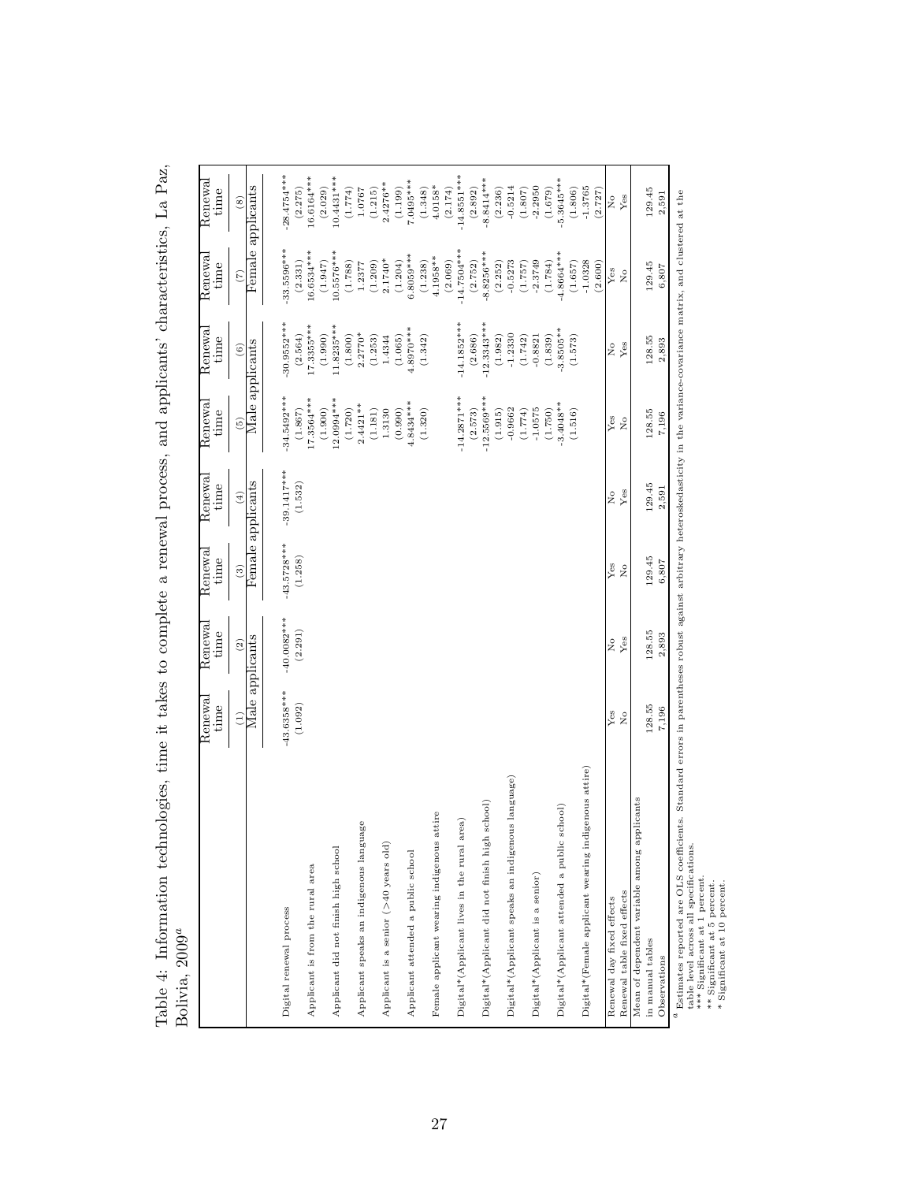Table 4: Information technologies, time it takes to complete a renewal process, and applicants' characteristics, La Paz, Bolivia, 2009[a]

| | Renewal time | Renewal time | Renewal time | Renewal time | Renewal time | Renewal time | Renewal time | Renewal time |
|---|---|---|---|---|---|---|---|---|
| | (1) | (2) | (3) | (4) | (5) | (6) | (7) | (8) |
| | Male applicants | | Female applicants | | Male applicants | | Female applicants | |
| Digital renewal process | -43.6358*** | -40.0082*** | -43.5728*** | -39.1417*** | -34.5492*** | -30.9552*** | -33.5596*** | -28.4754*** |
| | (1.092) | (2.291) | (1.258) | (1.532) | (1.867) | (2.564) | (2.331) | (2.275) |
| Applicant is from the rural area | | | | | 17.3564*** | 17.3355*** | 16.6534*** | 16.6164*** |
| | | | | | (1.900) | (1.990) | (1.947) | (2.029) |
| Applicant did not finish high school | | | | | 12.0994*** | 11.8235*** | 10.5576*** | 10.4431*** |
| | | | | | (1.720) | (1.800) | (1.788) | (1.774) |
| Applicant speaks an indigenous language | | | | | 2.4421** | 2.2770* | 1.2377 | 1.0767 |
| | | | | | (1.181) | (1.253) | (1.209) | (1.215) |
| Applicant is a senior (>40 years old) | | | | | 1.3130 | 1.4344 | 2.1740* | 2.4276** |
| | | | | | (0.990) | (1.065) | (1.204) | (1.199) |
| Applicant attended a public school | | | | | 4.8434*** | 4.8970*** | 6.8059*** | 7.0495*** |
| | | | | | (1.320) | (1.342) | (1.238) | (1.348) |
| Female applicant wearing indigenous attire | | | | | | | 4.1958** | 4.0158* |
| | | | | | | | (2.069) | (2.174) |
| Digital*(Applicant lives in the rural area) | | | | | -14.2871*** | -14.1852*** | -14.7504*** | -14.8551*** |
| | | | | | (2.573) | (2.686) | (2.752) | (2.892) |
| Digital*(Applicant did not finish high school) | | | | | -12.5569*** | -12.3343*** | -8.8256*** | -8.8414*** |
| | | | | | (1.915) | (1.982) | (2.252) | (2.236) |
| Digital*(Applicant speaks an indigenous language) | | | | | -0.9662 | -1.2330 | -0.5273 | -0.5214 |
| | | | | | (1.774) | (1.742) | (1.757) | (1.807) |
| Digital*(Applicant is a senior) | | | | | -1.0575 | -0.8821 | -2.3749 | -2.2950 |
| | | | | | (1.750) | (1.839) | (1.784) | (1.679) |
| Digital*(Applicant attended a public school) | | | | | -3.4048** | -3.8505** | -4.8664*** | -5.3645*** |
| | | | | | (1.516) | (1.573) | (1.657) | (1.806) |
| Digital*(Female applicant wearing indigenous attire) | | | | | | | -1.0328 | -1.3765 |
| | | | | | | | (2.600) | (2.727) |
| Renewal day fixed effects | Yes | No | Yes | No | Yes | No | Yes | No |
| Renewal table fixed effects | No | Yes | No | Yes | No | Yes | No | Yes |
| Mean of dependent variable among applicants in manual tables | 128.55 | 128.55 | 129.45 | 129.45 | 128.55 | 128.55 | 129.45 | 129.45 |
| Observations | 7,196 | 2,893 | 6,807 | 2,591 | 7,196 | 2,893 | 6,807 | 2,591 |

[a] Estimates reported are OLS coefficients. Standard errors in parentheses robust against arbitrary heteroskedasticity in the variance-covariance matrix, and clustered at the table level across all specifications.
*** Significant at 1 percent.
** Significant at 5 percent.
* Significant at 10 percent.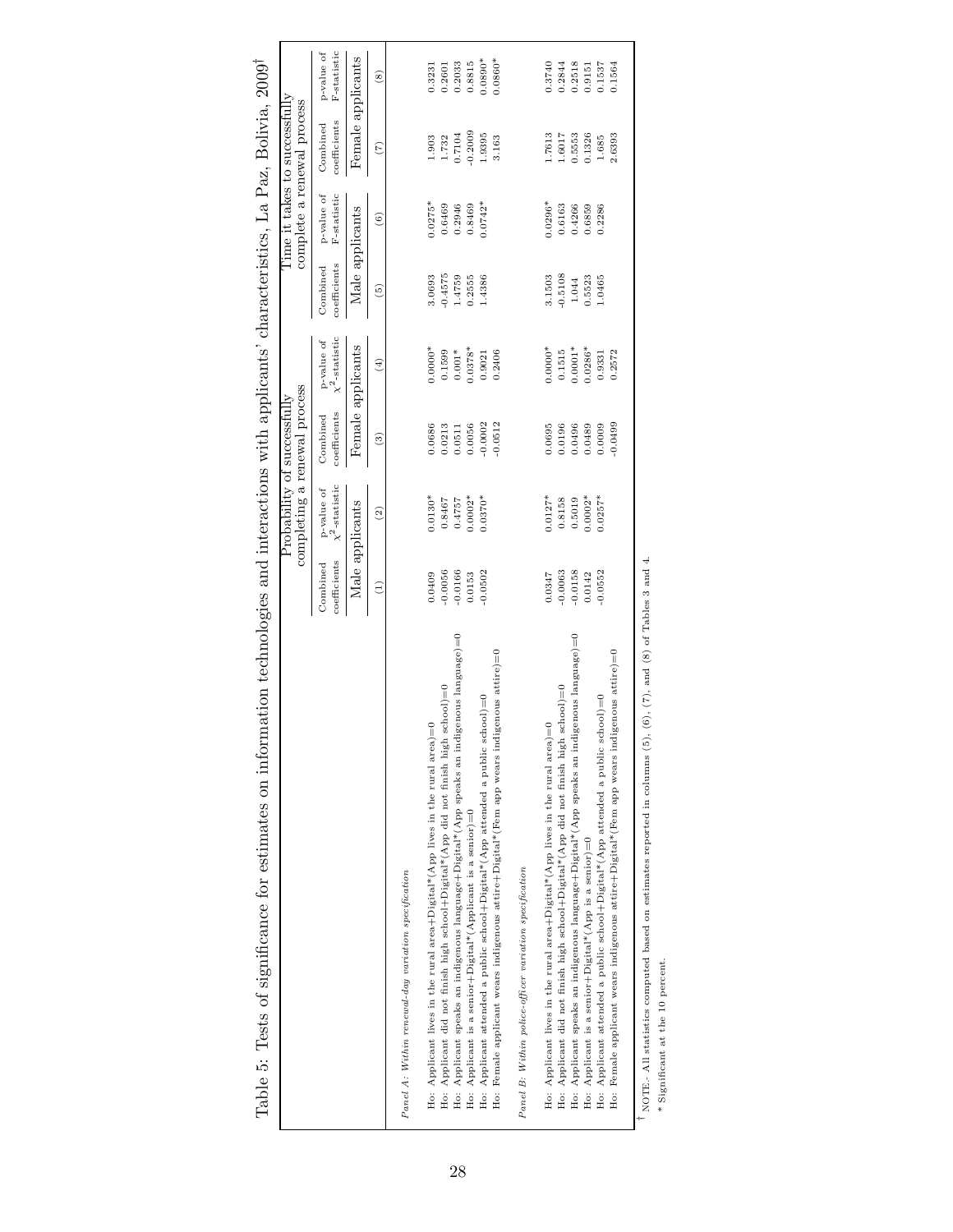# Table 5: Tests of significance for estimates on information technologies and interactions with applicants' characteristics, La Paz, Bolivia, 2009†

| | Probability of successfully completing a renewal process | | | | Time it takes to successfully complete a renewal process | | | |
|---|---|---|---|---|---|---|---|---|
| | Combined coefficients | p-value of $\chi^2$-statistic | Combined coefficients | p-value of $\chi^2$-statistic | Combined coefficients | p-value of F-statistic | Combined coefficients | p-value of F-statistic |
| | Male applicants | | Female applicants | | Male applicants | | Female applicants | |
| | (1) | (2) | (3) | (4) | (5) | (6) | (7) | (8) |
| *Panel A: Within renewal-day variation specification* | | | | | | | | |
| Ho: Applicant lives in the rural area+Digital*(App lives in the rural area)=0 | 0.0409 | 0.0130* | 0.0686 | 0.0000* | 3.0693 | 0.0275* | 1.903 | 0.3231 |
| Ho: Applicant did not finish high school+Digital*(App did not finish high school)=0 | -0.0056 | 0.8467 | 0.0213 | 0.1599 | -0.4575 | 0.6469 | 1.732 | 0.2601 |
| Ho: Applicant speaks an indigenous language+Digital*(App speaks an indigenous language)=0 | -0.0166 | 0.4757 | 0.0511 | 0.001* | 1.4759 | 0.2946 | 0.7104 | 0.2033 |
| Ho: Applicant is a senior+Digital*(Applicant is a senior)=0 | 0.0153 | 0.0002* | 0.0056 | 0.0378* | 0.2555 | 0.8469 | -0.2009 | 0.8815 |
| Ho: Applicant attended a public school+Digital*(App attended a public school)=0 | -0.0502 | 0.0370* | -0.0002 | 0.9021 | 1.4386 | 0.0742* | 1.9395 | 0.0890* |
| Ho: Female applicant wears indigenous attire+Digital*(Fem app wears indigenous attire)=0 | | | -0.0512 | 0.2406 | | | 3.163 | 0.0860* |
| *Panel B: Within police-officer variation specification* | | | | | | | | |
| Ho: Applicant lives in the rural area+Digital*(App lives in the rural area)=0 | 0.0347 | 0.0127* | 0.0695 | 0.0000* | 3.1503 | 0.0296* | 1.7613 | 0.3740 |
| Ho: Applicant did not finish high school+Digital*(App did not finish high school)=0 | -0.0063 | 0.8158 | 0.0196 | 0.1515 | -0.5108 | 0.6163 | 1.6017 | 0.2844 |
| Ho: Applicant speaks an indigenous language+Digital*(App speaks an indigenous language)=0 | -0.0158 | 0.5019 | 0.0496 | 0.0001* | 1.044 | 0.4266 | 0.5553 | 0.2518 |
| Ho: Applicant is a senior+Digital*(App is a senior)=0 | 0.0142 | 0.0002* | 0.0489 | 0.0286* | 0.5523 | 0.6859 | 0.1326 | 0.9151 |
| Ho: Applicant attended a public school+Digital*(App attended a public school)=0 | -0.0552 | 0.0257* | 0.0009 | 0.9331 | 1.0465 | 0.2286 | 1.685 | 0.1537 |
| Ho: Female applicant wears indigenous attire+Digital*(Fem app wears indigenous attire)=0 | | | -0.0499 | 0.2572 | | | 2.6393 | 0.1564 |

† NOTE.- All statistics computed based on estimates reported in columns (5), (6), (7), and (8) of Tables 3 and 4.

\* Significant at the 10 percent.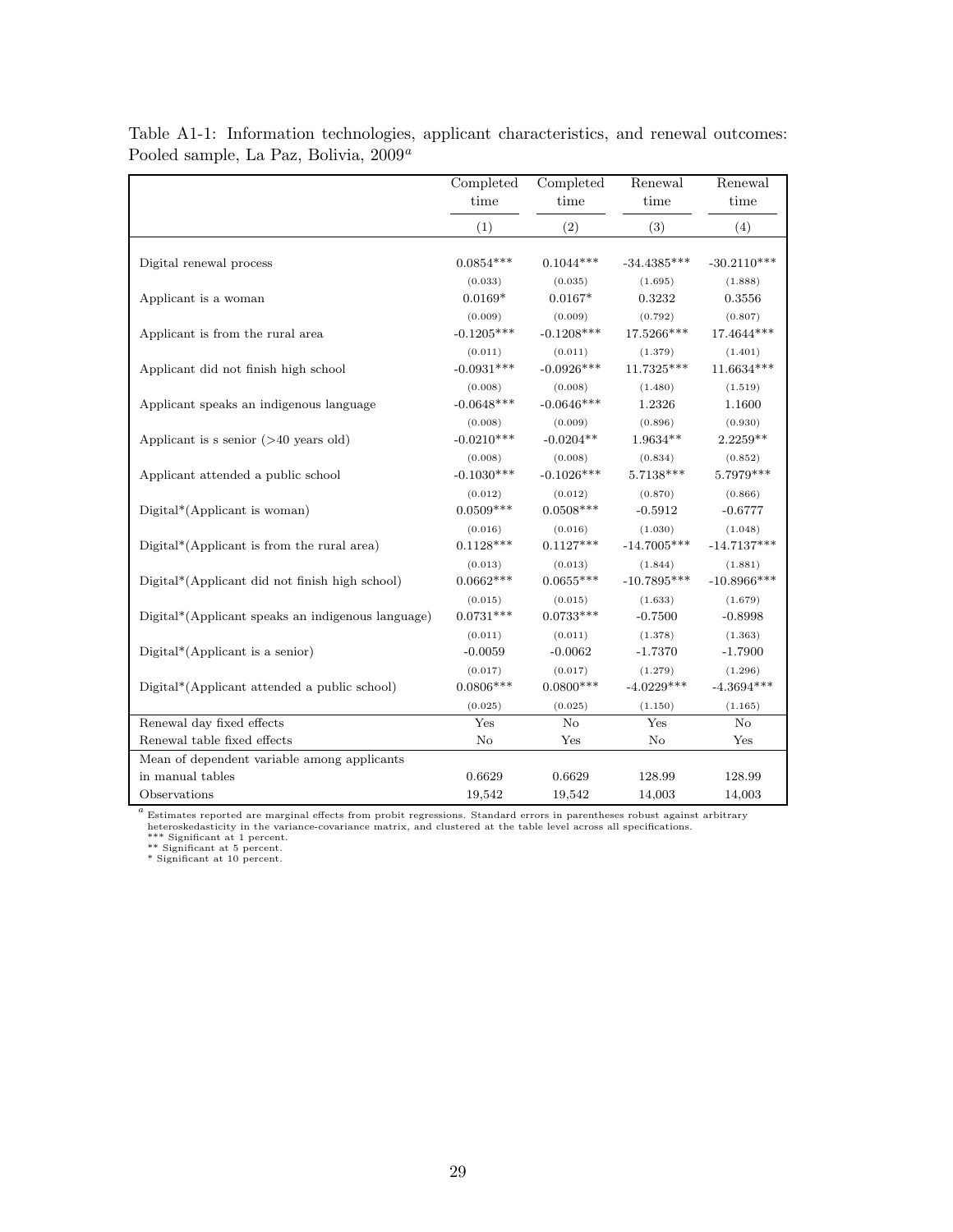Table A1-1: Information technologies, applicant characteristics, and renewal outcomes: Pooled sample, La Paz, Bolivia, 2009[a]

| | Completed time | Completed time | Renewal time | Renewal time |
|---|---|---|---|---|
| | (1) | (2) | (3) | (4) |
| Digital renewal process | 0.0854*** | 0.1044*** | -34.4385*** | -30.2110*** |
| | (0.033) | (0.035) | (1.695) | (1.888) |
| Applicant is a woman | 0.0169* | 0.0167* | 0.3232 | 0.3556 |
| | (0.009) | (0.009) | (0.792) | (0.807) |
| Applicant is from the rural area | -0.1205*** | -0.1208*** | 17.5266*** | 17.4644*** |
| | (0.011) | (0.011) | (1.379) | (1.401) |
| Applicant did not finish high school | -0.0931*** | -0.0926*** | 11.7325*** | 11.6634*** |
| | (0.008) | (0.008) | (1.480) | (1.519) |
| Applicant speaks an indigenous language | -0.0648*** | -0.0646*** | 1.2326 | 1.1600 |
| | (0.008) | (0.009) | (0.896) | (0.930) |
| Applicant is s senior (>40 years old) | -0.0210*** | -0.0204** | 1.9634** | 2.2259** |
| | (0.008) | (0.008) | (0.834) | (0.852) |
| Applicant attended a public school | -0.1030*** | -0.1026*** | 5.7138*** | 5.7979*** |
| | (0.012) | (0.012) | (0.870) | (0.866) |
| Digital*(Applicant is woman) | 0.0509*** | 0.0508*** | -0.5912 | -0.6777 |
| | (0.016) | (0.016) | (1.030) | (1.048) |
| Digital*(Applicant is from the rural area) | 0.1128*** | 0.1127*** | -14.7005*** | -14.7137*** |
| | (0.013) | (0.013) | (1.844) | (1.881) |
| Digital*(Applicant did not finish high school) | 0.0662*** | 0.0655*** | -10.7895*** | -10.8966*** |
| | (0.015) | (0.015) | (1.633) | (1.679) |
| Digital*(Applicant speaks an indigenous language) | 0.0731*** | 0.0733*** | -0.7500 | -0.8998 |
| | (0.011) | (0.011) | (1.378) | (1.363) |
| Digital*(Applicant is a senior) | -0.0059 | -0.0062 | -1.7370 | -1.7900 |
| | (0.017) | (0.017) | (1.279) | (1.296) |
| Digital*(Applicant attended a public school) | 0.0806*** | 0.0800*** | -4.0229*** | -4.3694*** |
| | (0.025) | (0.025) | (1.150) | (1.165) |
| Renewal day fixed effects | Yes | No | Yes | No |
| Renewal table fixed effects | No | Yes | No | Yes |
| Mean of dependent variable among applicants in manual tables | 0.6629 | 0.6629 | 128.99 | 128.99 |
| Observations | 19,542 | 19,542 | 14,003 | 14,003 |

[a] Estimates reported are marginal effects from probit regressions. Standard errors in parentheses robust against arbitrary heteroskedasticity in the variance-covariance matrix, and clustered at the table level across all specifications.
*** Significant at 1 percent.
** Significant at 5 percent.
* Significant at 10 percent.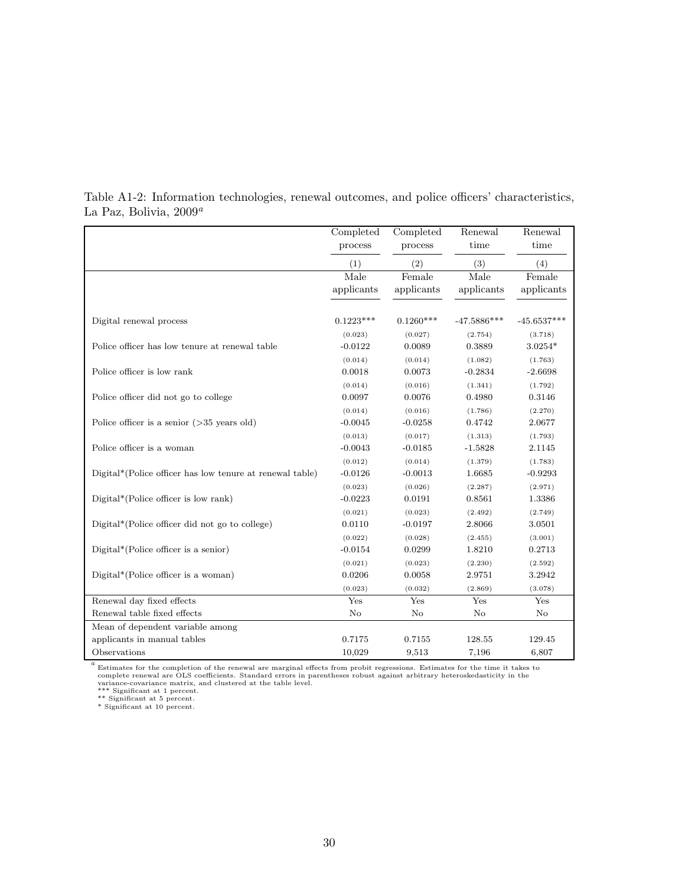Table A1-2: Information technologies, renewal outcomes, and police officers' characteristics, La Paz, Bolivia, 2009[a]

| | Completed process | Completed process | Renewal time | Renewal time |
|---|---|---|---|---|
| | (1) | (2) | (3) | (4) |
| | Male applicants | Female applicants | Male applicants | Female applicants |
| Digital renewal process | 0.1223*** | 0.1260*** | -47.5886*** | -45.6537*** |
| | (0.023) | (0.027) | (2.754) | (3.718) |
| Police officer has low tenure at renewal table | -0.0122 | 0.0089 | 0.3889 | 3.0254* |
| | (0.014) | (0.014) | (1.082) | (1.763) |
| Police officer is low rank | 0.0018 | 0.0073 | -0.2834 | -2.6698 |
| | (0.014) | (0.016) | (1.341) | (1.792) |
| Police officer did not go to college | 0.0097 | 0.0076 | 0.4980 | 0.3146 |
| | (0.014) | (0.016) | (1.786) | (2.270) |
| Police officer is a senior (>35 years old) | -0.0045 | -0.0258 | 0.4742 | 2.0677 |
| | (0.013) | (0.017) | (1.313) | (1.793) |
| Police officer is a woman | -0.0043 | -0.0185 | -1.5828 | 2.1145 |
| | (0.012) | (0.014) | (1.379) | (1.783) |
| Digital*(Police officer has low tenure at renewal table) | -0.0126 | -0.0013 | 1.6685 | -0.9293 |
| | (0.023) | (0.026) | (2.287) | (2.971) |
| Digital*(Police officer is low rank) | -0.0223 | 0.0191 | 0.8561 | 1.3386 |
| | (0.021) | (0.023) | (2.492) | (2.749) |
| Digital*(Police officer did not go to college) | 0.0110 | -0.0197 | 2.8066 | 3.0501 |
| | (0.022) | (0.028) | (2.455) | (3.001) |
| Digital*(Police officer is a senior) | -0.0154 | 0.0299 | 1.8210 | 0.2713 |
| | (0.021) | (0.023) | (2.230) | (2.592) |
| Digital*(Police officer is a woman) | 0.0206 | 0.0058 | 2.9751 | 3.2942 |
| | (0.023) | (0.032) | (2.869) | (3.078) |
| Renewal day fixed effects | Yes | Yes | Yes | Yes |
| Renewal table fixed effects | No | No | No | No |
| Mean of dependent variable among applicants in manual tables | 0.7175 | 0.7155 | 128.55 | 129.45 |
| Observations | 10,029 | 9,513 | 7,196 | 6,807 |

[a] Estimates for the completion of the renewal are marginal effects from probit regressions. Estimates for the time it takes to complete renewal are OLS coefficients. Standard errors in parentheses robust against arbitrary heteroskedasticity in the variance-covariance matrix, and clustered at the table level.
*** Significant at 1 percent.
** Significant at 5 percent.
* Significant at 10 percent.